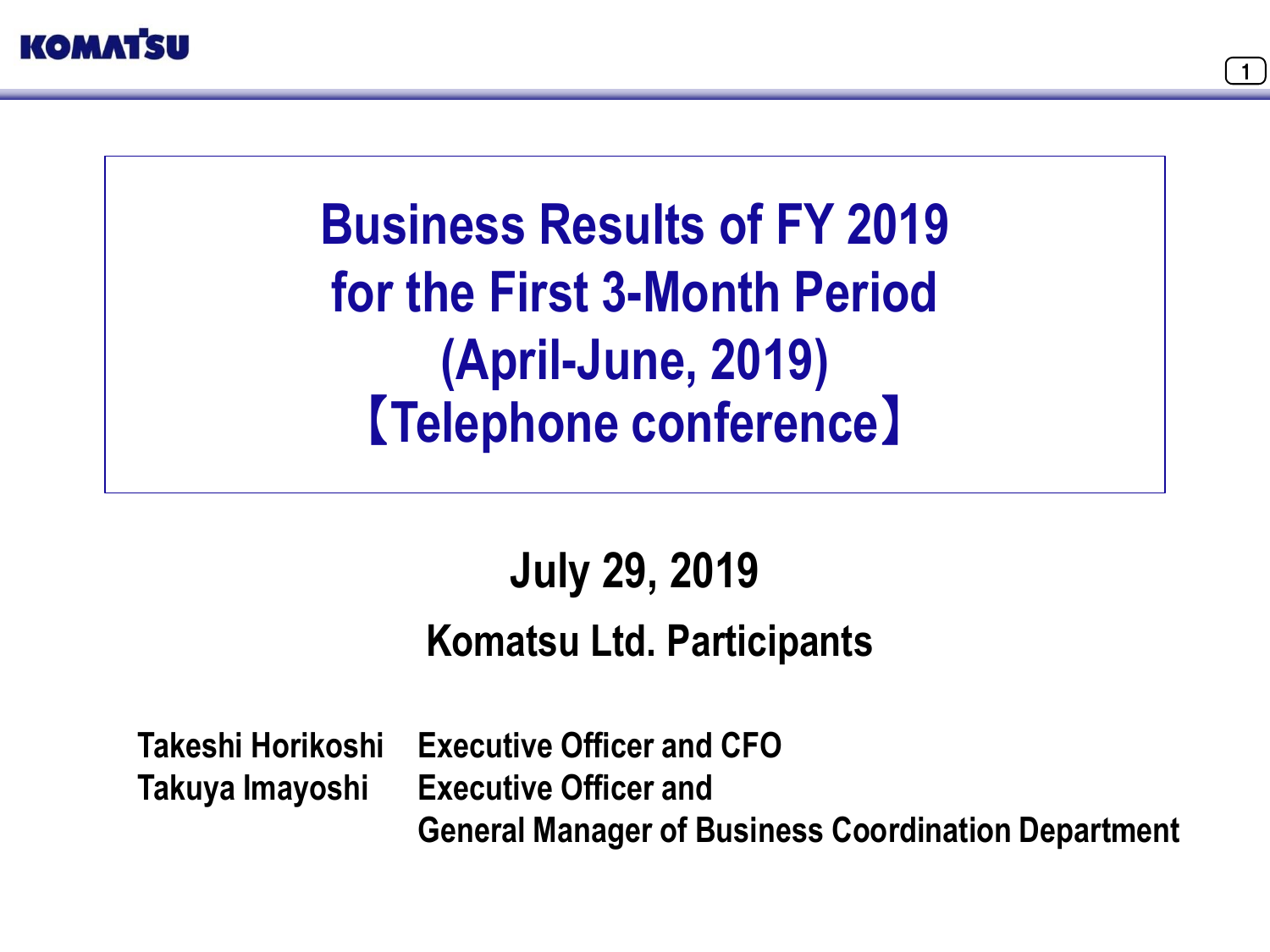# Business Results of FY 2019 for the First 3-Month Period (April-June, 2019) 【Telephone conference】

## July 29, 2019

### Komatsu Ltd. Participants

| | |
|---|---|
| Takeshi Horikoshi | Executive Officer and CFO |
| Takuya Imayoshi | Executive Officer and General Manager of Business Coordination Department |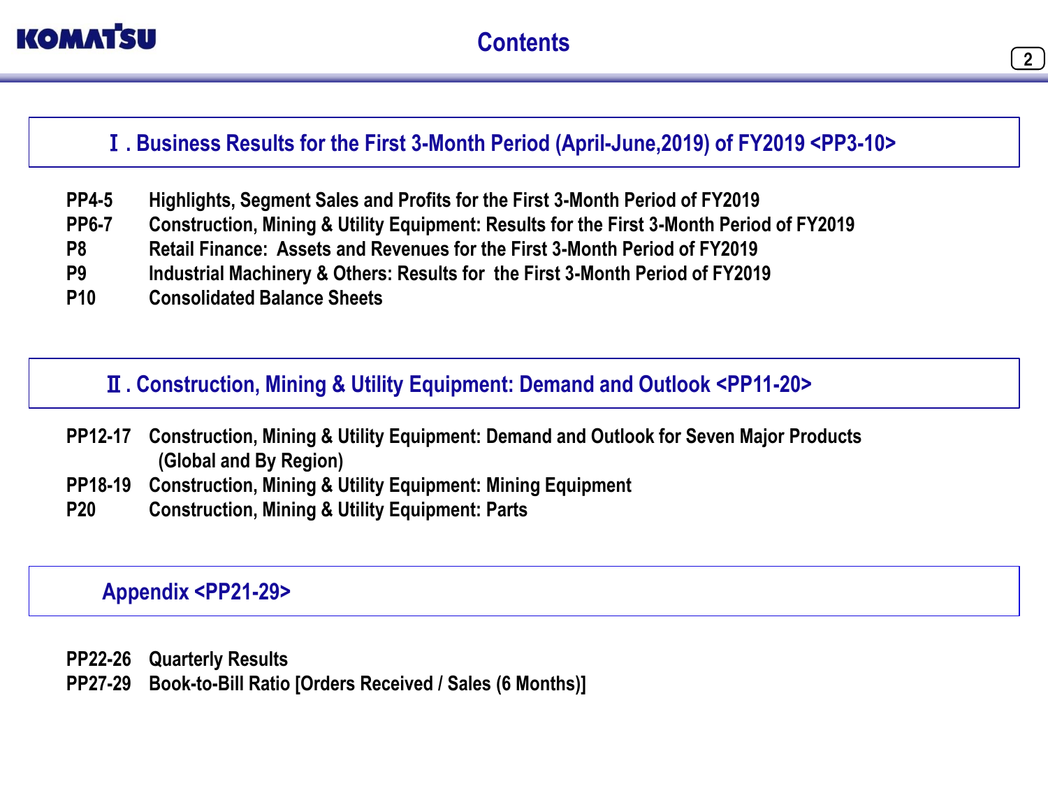# Contents

## Ⅰ. Business Results for the First 3-Month Period (April-June,2019) of FY2019 <PP3-10>

| | |
|---|---|
| PP4-5 | Highlights, Segment Sales and Profits for the First 3-Month Period of FY2019 |
| PP6-7 | Construction, Mining & Utility Equipment: Results for the First 3-Month Period of FY2019 |
| P8 | Retail Finance: Assets and Revenues for the First 3-Month Period of FY2019 |
| P9 | Industrial Machinery & Others: Results for the First 3-Month Period of FY2019 |
| P10 | Consolidated Balance Sheets |

## Ⅱ. Construction, Mining & Utility Equipment: Demand and Outlook <PP11-20>

| | |
|---|---|
| PP12-17 | Construction, Mining & Utility Equipment: Demand and Outlook for Seven Major Products (Global and By Region) |
| PP18-19 | Construction, Mining & Utility Equipment: Mining Equipment |
| P20 | Construction, Mining & Utility Equipment: Parts |

## Appendix <PP21-29>

| | |
|---|---|
| PP22-26 | Quarterly Results |
| PP27-29 | Book-to-Bill Ratio [Orders Received / Sales (6 Months)] |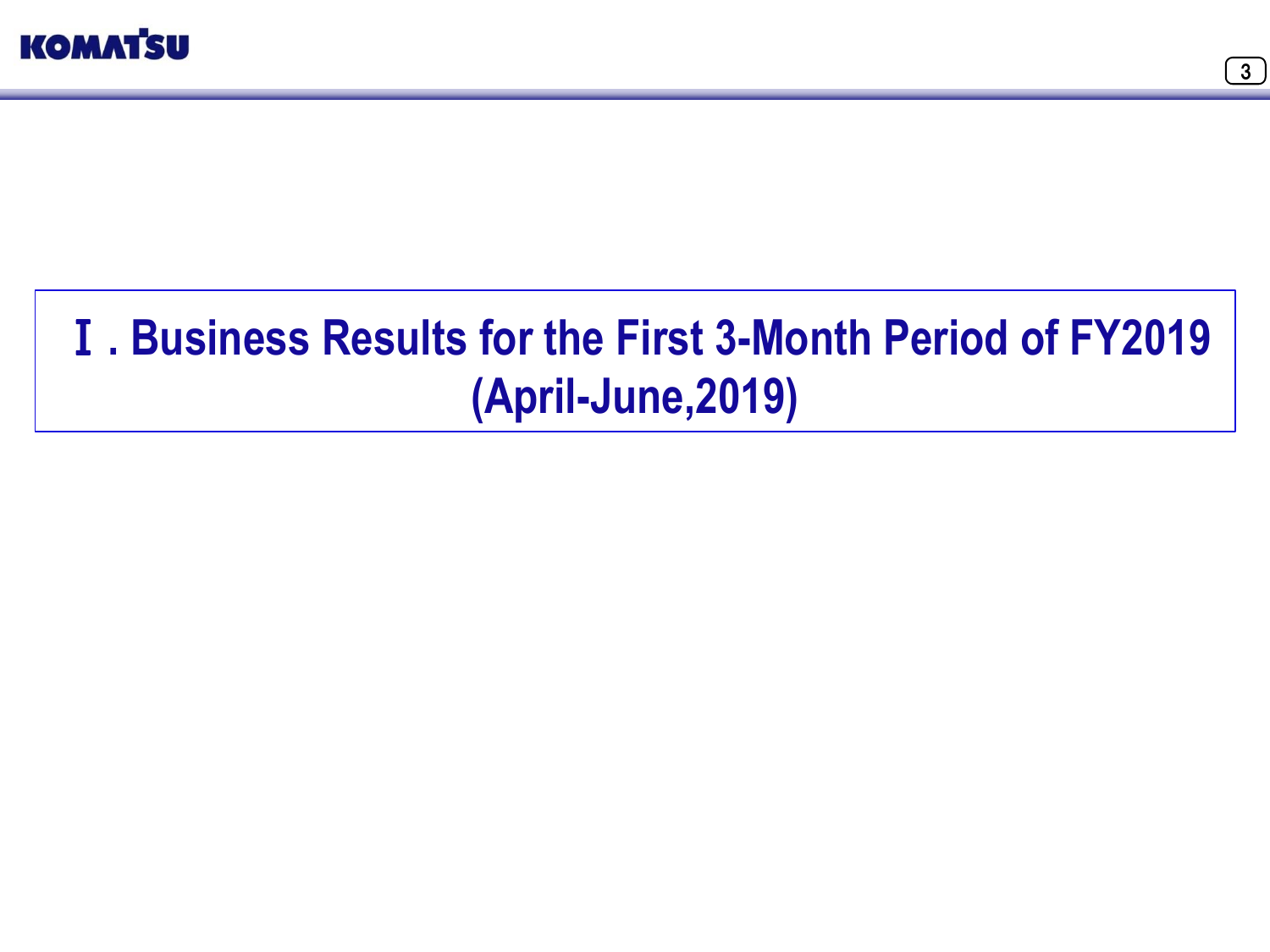# Ⅰ. Business Results for the First 3-Month Period of FY2019 (April-June,2019)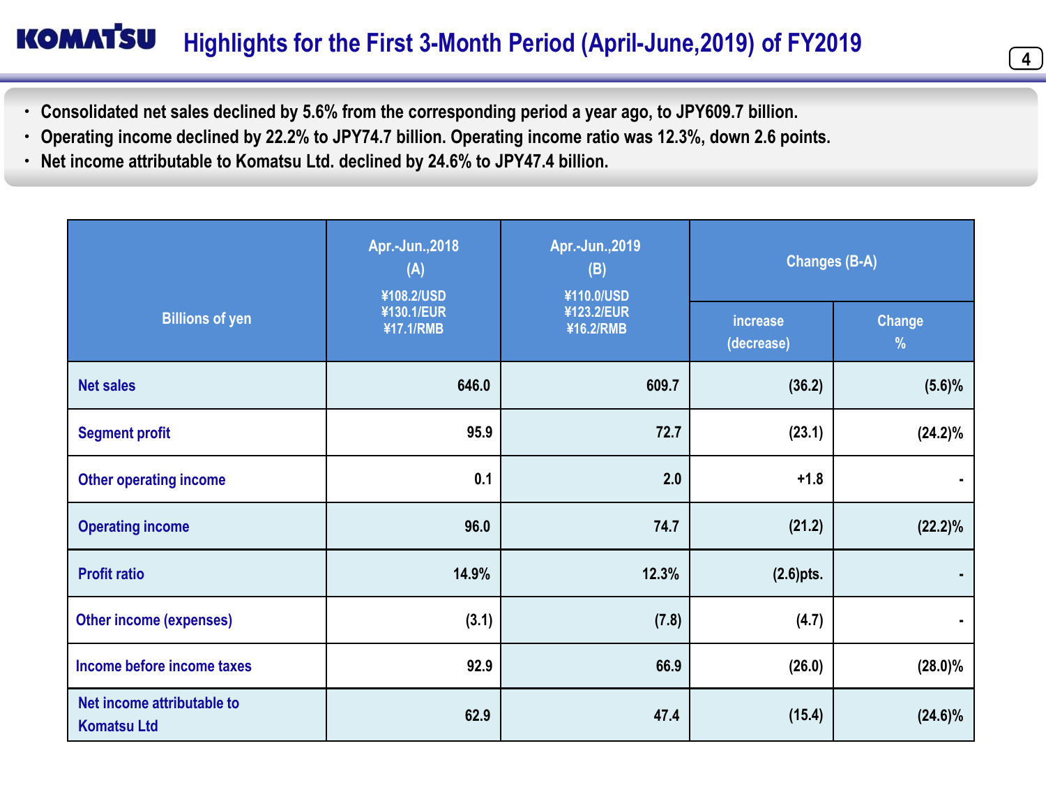# Highlights for the First 3-Month Period (April-June,2019) of FY2019

- Consolidated net sales declined by 5.6% from the corresponding period a year ago, to JPY609.7 billion.
- Operating income declined by 22.2% to JPY74.7 billion. Operating income ratio was 12.3%, down 2.6 points.
- Net income attributable to Komatsu Ltd. declined by 24.6% to JPY47.4 billion.

| Billions of yen | Apr.-Jun.,2018 (A) ¥108.2/USD ¥130.1/EUR ¥17.1/RMB | Apr.-Jun.,2019 (B) ¥110.0/USD ¥123.2/EUR ¥16.2/RMB | Changes (B-A) | |
|---|---|---|---|---|
| | | | increase (decrease) | Change % |
| Net sales | 646.0 | 609.7 | (36.2) | (5.6)% |
| Segment profit | 95.9 | 72.7 | (23.1) | (24.2)% |
| Other operating income | 0.1 | 2.0 | +1.8 | - |
| Operating income | 96.0 | 74.7 | (21.2) | (22.2)% |
| Profit ratio | 14.9% | 12.3% | (2.6)pts. | - |
| Other income (expenses) | (3.1) | (7.8) | (4.7) | - |
| Income before income taxes | 92.9 | 66.9 | (26.0) | (28.0)% |
| Net income attributable to Komatsu Ltd | 62.9 | 47.4 | (15.4) | (24.6)% |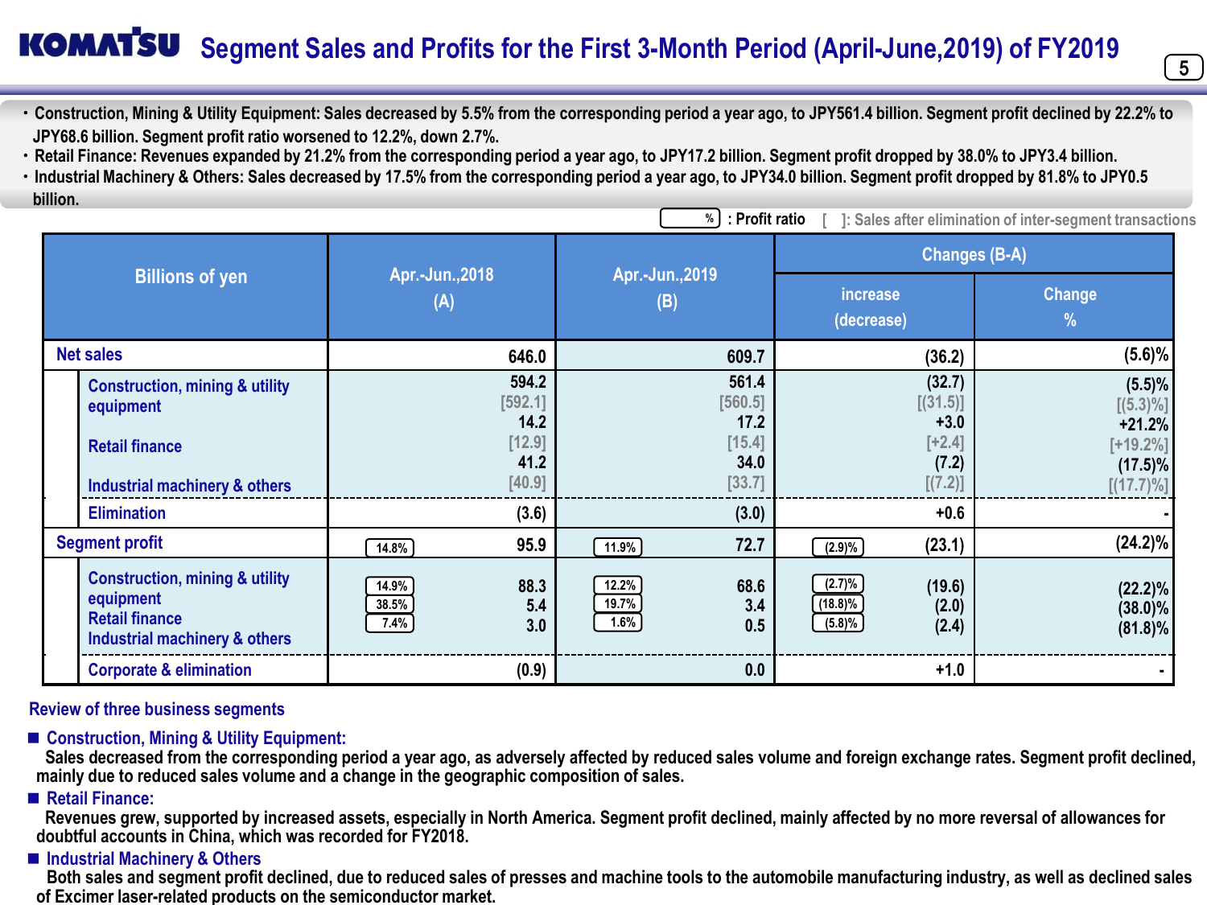# Segment Sales and Profits for the First 3-Month Period (April-June,2019) of FY2019

- Construction, Mining & Utility Equipment: Sales decreased by 5.5% from the corresponding period a year ago, to JPY561.4 billion. Segment profit declined by 22.2% to JPY68.6 billion. Segment profit ratio worsened to 12.2%, down 2.7%.
- Retail Finance: Revenues expanded by 21.2% from the corresponding period a year ago, to JPY17.2 billion. Segment profit dropped by 38.0% to JPY3.4 billion.
- Industrial Machinery & Others: Sales decreased by 17.5% from the corresponding period a year ago, to JPY34.0 billion. Segment profit dropped by 81.8% to JPY0.5 billion.

(%) : Profit ratio  [ ]: Sales after elimination of inter-segment transactions

| Billions of yen | Apr.-Jun.,2018 (A) | | Apr.-Jun.,2019 (B) | | Changes (B-A) | | |
|---|---|---|---|---|---|---|---|
| | | | | | increase (decrease) | | Change % |
| **Net sales** | | 646.0 | | 609.7 | | (36.2) | (5.6)% |
| Construction, mining & utility equipment | | 594.2 [592.1] | | 561.4 [560.5] | | (32.7) [(31.5)] | (5.5)% [(5.3)%] |
| Retail finance | | 14.2 [12.9] | | 17.2 [15.4] | | +3.0 [+2.4] | +21.2% [+19.2%] |
| Industrial machinery & others | | 41.2 [40.9] | | 34.0 [33.7] | | (7.2) [(7.2)] | (17.5)% [(17.7)%] |
| Elimination | | (3.6) | | (3.0) | | +0.6 | - |
| **Segment profit** | 14.8% | 95.9 | 11.9% | 72.7 | (2.9)% | (23.1) | (24.2)% |
| Construction, mining & utility equipment | 14.9% | 88.3 | 12.2% | 68.6 | (2.7)% | (19.6) | (22.2)% |
| Retail finance | 38.5% | 5.4 | 19.7% | 3.4 | (18.8)% | (2.0) | (38.0)% |
| Industrial machinery & others | 7.4% | 3.0 | 1.6% | 0.5 | (5.8)% | (2.4) | (81.8)% |
| Corporate & elimination | | (0.9) | | 0.0 | | +1.0 | - |

## Review of three business segments

■ **Construction, Mining & Utility Equipment:**

Sales decreased from the corresponding period a year ago, as adversely affected by reduced sales volume and foreign exchange rates. Segment profit declined, mainly due to reduced sales volume and a change in the geographic composition of sales.

■ **Retail Finance:**

Revenues grew, supported by increased assets, especially in North America. Segment profit declined, mainly affected by no more reversal of allowances for doubtful accounts in China, which was recorded for FY2018.

■ **Industrial Machinery & Others**

Both sales and segment profit declined, due to reduced sales of presses and machine tools to the automobile manufacturing industry, as well as declined sales of Excimer laser-related products on the semiconductor market.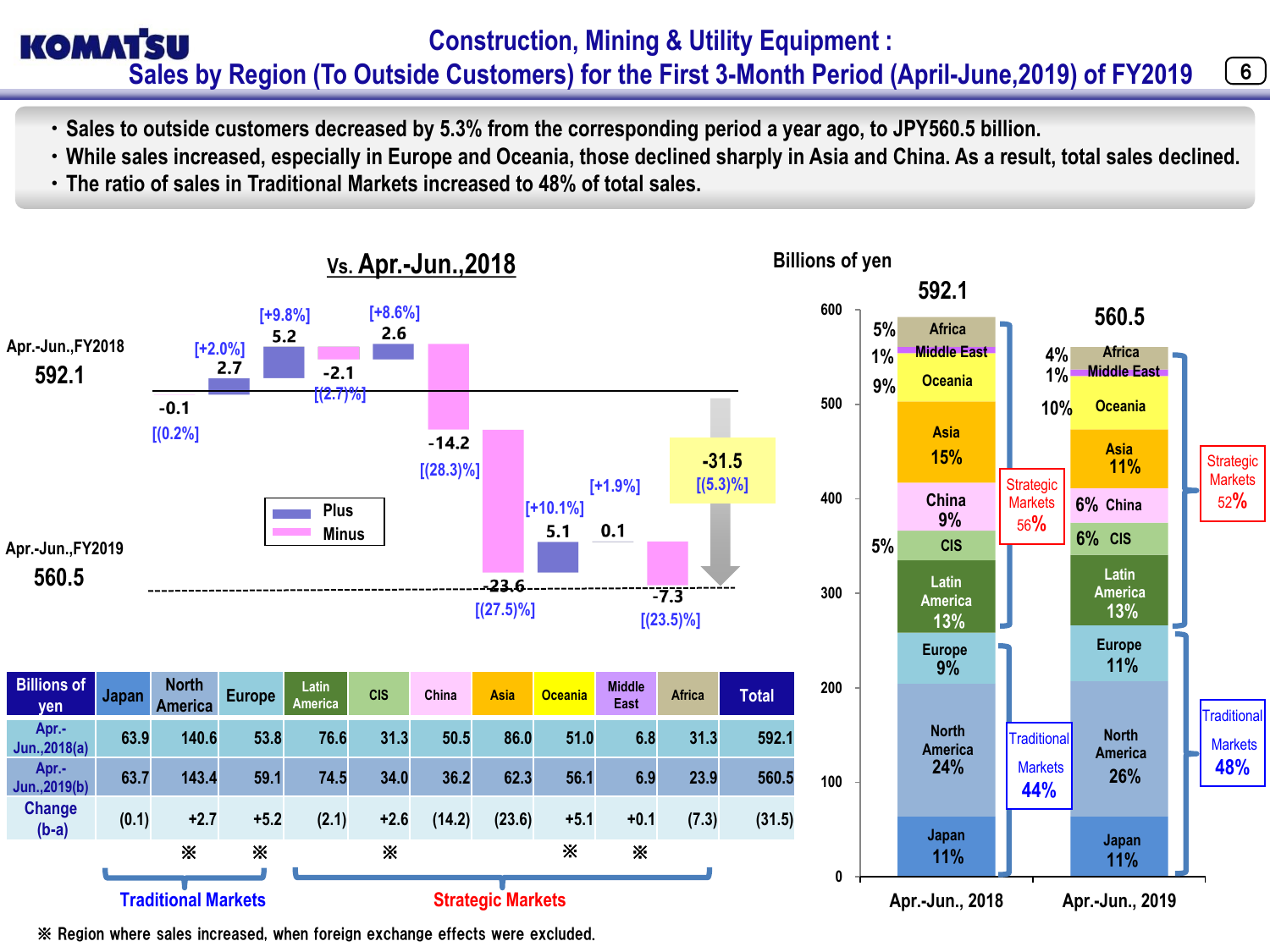# Construction, Mining & Utility Equipment : Sales by Region (To Outside Customers) for the First 3-Month Period (April-June,2019) of FY2019

- Sales to outside customers decreased by 5.3% from the corresponding period a year ago, to JPY560.5 billion.
- While sales increased, especially in Europe and Oceania, those declined sharply in Asia and China. As a result, total sales declined.
- The ratio of sales in Traditional Markets increased to 48% of total sales.

## Vs. Apr.-Jun.,2018

Apr.-Jun.,FY2018: 592.1

Apr.-Jun.,FY2019: 560.5

Japan -0.1 [(0.2%)], North America 2.7 [+2.0%], Europe 5.2 [+9.8%], Latin America -2.1 [(2.7)%], CIS 2.6 [+8.6%], China -14.2 [(28.3)%], Asia -23.6 [(27.5)%], Oceania 5.1 [+10.1%], Middle East 0.1 [+1.9%], Africa -7.3 [(23.5)%], Total -31.5 [(5.3)%]

Legend: Plus / Minus

| Billions of yen | Japan | North America | Europe | Latin America | CIS | China | Asia | Oceania | Middle East | Africa | Total |
|---|---|---|---|---|---|---|---|---|---|---|---|
| Apr.-Jun.,2018(a) | 63.9 | 140.6 | 53.8 | 76.6 | 31.3 | 50.5 | 86.0 | 51.0 | 6.8 | 31.3 | 592.1 |
| Apr.-Jun.,2019(b) | 63.7 | 143.4 | 59.1 | 74.5 | 34.0 | 36.2 | 62.3 | 56.1 | 6.9 | 23.9 | 560.5 |
| Change (b-a) | (0.1) | +2.7 | +5.2 | (2.1) | +2.6 | (14.2) | (23.6) | +5.1 | +0.1 | (7.3) | (31.5) |
| | | ※ | ※ | | ※ | | | ※ | ※ | | |

Traditional Markets: Japan, North America, Europe. Strategic Markets: Latin America, CIS, China, Asia, Oceania, Middle East, Africa.

※ Region where sales increased, when foreign exchange effects were excluded.

## Billions of yen

| | Apr.-Jun., 2018 (592.1) | Apr.-Jun., 2019 (560.5) |
|---|---|---|
| Africa | 5% | 4% |
| Middle East | 1% | 1% |
| Oceania | 9% | 10% |
| Asia | 15% | 11% |
| China | 9% | 6% |
| CIS | 5% | 6% |
| Latin America | 13% | 13% |
| Europe | 9% | 11% |
| North America | 24% | 26% |
| Japan | 11% | 11% |
| Strategic Markets | 56% | 52% |
| Traditional Markets | 44% | 48% |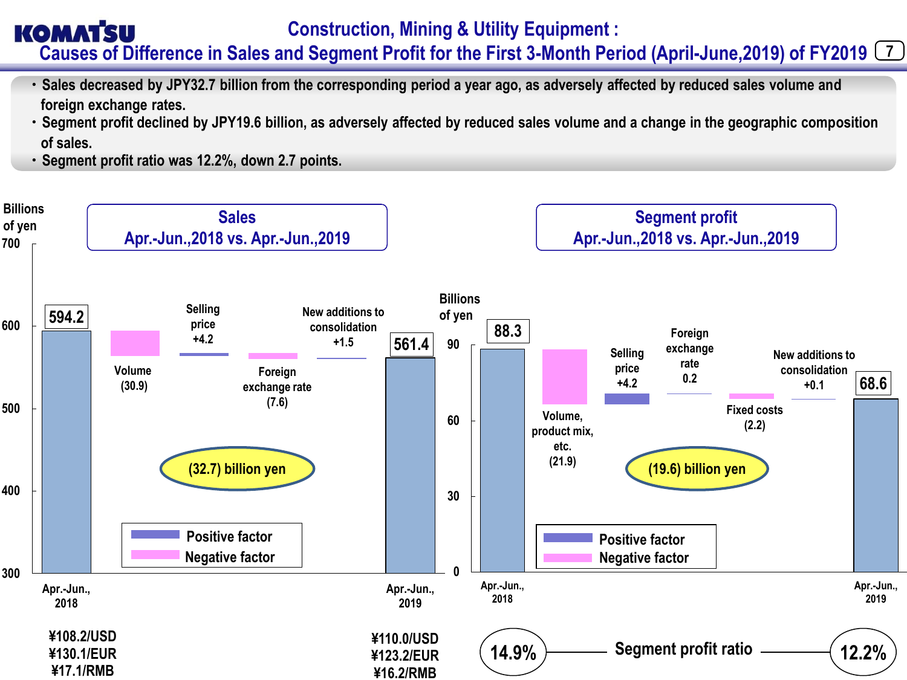# Construction, Mining & Utility Equipment : Causes of Difference in Sales and Segment Profit for the First 3-Month Period (April-June,2019) of FY2019

- Sales decreased by JPY32.7 billion from the corresponding period a year ago, as adversely affected by reduced sales volume and foreign exchange rates.
- Segment profit declined by JPY19.6 billion, as adversely affected by reduced sales volume and a change in the geographic composition of sales.
- Segment profit ratio was 12.2%, down 2.7 points.

## Sales: Apr.-Jun.,2018 vs. Apr.-Jun.,2019

(Billions of yen)

| Item | Amount |
|---|---|
| Apr.-Jun., 2018 | 594.2 |
| Volume | (30.9) |
| Selling price | +4.2 |
| Foreign exchange rate | (7.6) |
| New additions to consolidation | +1.5 |
| Apr.-Jun., 2019 | 561.4 |
| Difference | (32.7) billion yen |

| | Apr.-Jun., 2018 | Apr.-Jun., 2019 |
|---|---|---|
| USD | ¥108.2/USD | ¥110.0/USD |
| EUR | ¥130.1/EUR | ¥123.2/EUR |
| RMB | ¥17.1/RMB | ¥16.2/RMB |

## Segment profit: Apr.-Jun.,2018 vs. Apr.-Jun.,2019

(Billions of yen)

| Item | Amount |
|---|---|
| Apr.-Jun., 2018 | 88.3 |
| Volume, product mix, etc. | (21.9) |
| Selling price | +4.2 |
| Foreign exchange rate | 0.2 |
| Fixed costs | (2.2) |
| New additions to consolidation | +0.1 |
| Apr.-Jun., 2019 | 68.6 |
| Difference | (19.6) billion yen |

Segment profit ratio: 14.9% (Apr.-Jun., 2018) → 12.2% (Apr.-Jun., 2019)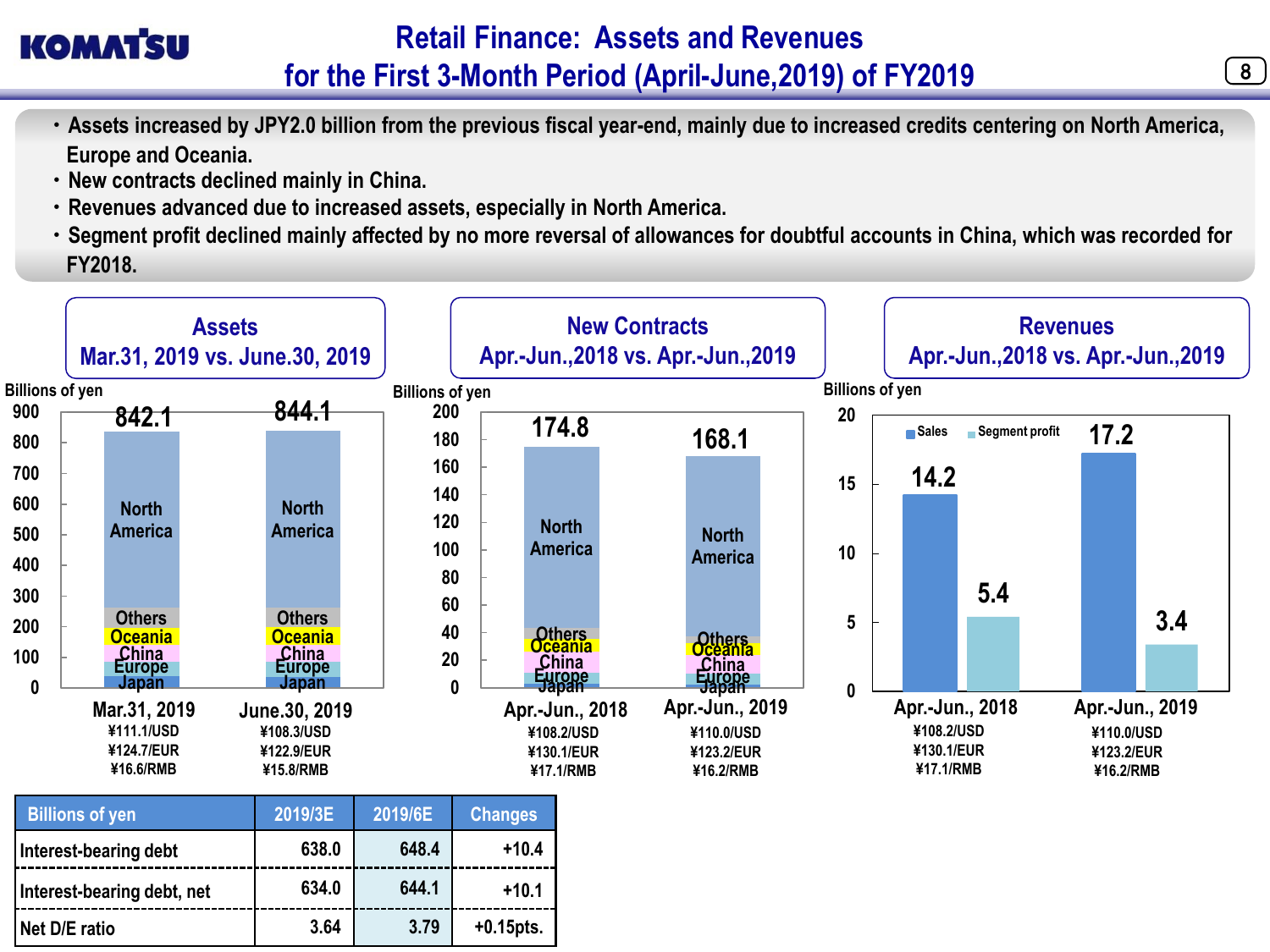# Retail Finance: Assets and Revenues for the First 3-Month Period (April-June,2019) of FY2019

- Assets increased by JPY2.0 billion from the previous fiscal year-end, mainly due to increased credits centering on North America, Europe and Oceania.
- New contracts declined mainly in China.
- Revenues advanced due to increased assets, especially in North America.
- Segment profit declined mainly affected by no more reversal of allowances for doubtful accounts in China, which was recorded for FY2018.

## Assets
### Mar.31, 2019 vs. June.30, 2019

Billions of yen

| | Mar.31, 2019 | June.30, 2019 |
|---|---|---|
| Total | 842.1 | 844.1 |

Segments (top to bottom): North America, Others, Oceania, China, Europe, Japan

Mar.31, 2019: ¥111.1/USD, ¥124.7/EUR, ¥16.6/RMB
June.30, 2019: ¥108.3/USD, ¥122.9/EUR, ¥15.8/RMB

## New Contracts
### Apr.-Jun.,2018 vs. Apr.-Jun.,2019

Billions of yen

| | Apr.-Jun., 2018 | Apr.-Jun., 2019 |
|---|---|---|
| Total | 174.8 | 168.1 |

Segments (top to bottom): North America, Others, Oceania, China, Europe, Japan

Apr.-Jun., 2018: ¥108.2/USD, ¥130.1/EUR, ¥17.1/RMB
Apr.-Jun., 2019: ¥110.0/USD, ¥123.2/EUR, ¥16.2/RMB

## Revenues
### Apr.-Jun.,2018 vs. Apr.-Jun.,2019

Billions of yen

| | Apr.-Jun., 2018 | Apr.-Jun., 2019 |
|---|---|---|
| Sales | 14.2 | 17.2 |
| Segment profit | 5.4 | 3.4 |

Apr.-Jun., 2018: ¥108.2/USD, ¥130.1/EUR, ¥17.1/RMB
Apr.-Jun., 2019: ¥110.0/USD, ¥123.2/EUR, ¥16.2/RMB

| Billions of yen | 2019/3E | 2019/6E | Changes |
|---|---|---|---|
| Interest-bearing debt | 638.0 | 648.4 | +10.4 |
| Interest-bearing debt, net | 634.0 | 644.1 | +10.1 |
| Net D/E ratio | 3.64 | 3.79 | +0.15pts. |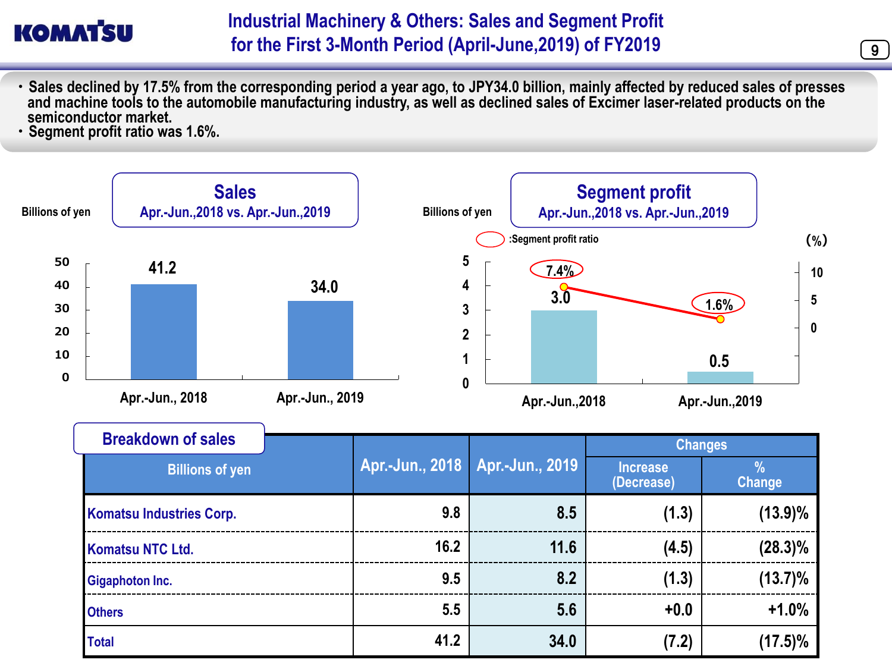# Industrial Machinery & Others: Sales and Segment Profit for the First 3-Month Period (April-June,2019) of FY2019

- Sales declined by 17.5% from the corresponding period a year ago, to JPY34.0 billion, mainly affected by reduced sales of presses and machine tools to the automobile manufacturing industry, as well as declined sales of Excimer laser-related products on the semiconductor market.
- Segment profit ratio was 1.6%.

## Sales
Apr.-Jun.,2018 vs. Apr.-Jun.,2019

Billions of yen

| | Apr.-Jun., 2018 | Apr.-Jun., 2019 |
|---|---|---|
| Sales | 41.2 | 34.0 |

## Segment profit
Apr.-Jun.,2018 vs. Apr.-Jun.,2019

Billions of yen

| | Apr.-Jun.,2018 | Apr.-Jun.,2019 |
|---|---|---|
| Segment profit | 3.0 | 0.5 |
| Segment profit ratio (%) | 7.4% | 1.6% |

## Breakdown of sales

| Billions of yen | Apr.-Jun., 2018 | Apr.-Jun., 2019 | Changes | |
|---|---|---|---|---|
| | | | Increase (Decrease) | % Change |
| Komatsu Industries Corp. | 9.8 | 8.5 | (1.3) | (13.9)% |
| Komatsu NTC Ltd. | 16.2 | 11.6 | (4.5) | (28.3)% |
| Gigaphoton Inc. | 9.5 | 8.2 | (1.3) | (13.7)% |
| Others | 5.5 | 5.6 | +0.0 | +1.0% |
| Total | 41.2 | 34.0 | (7.2) | (17.5)% |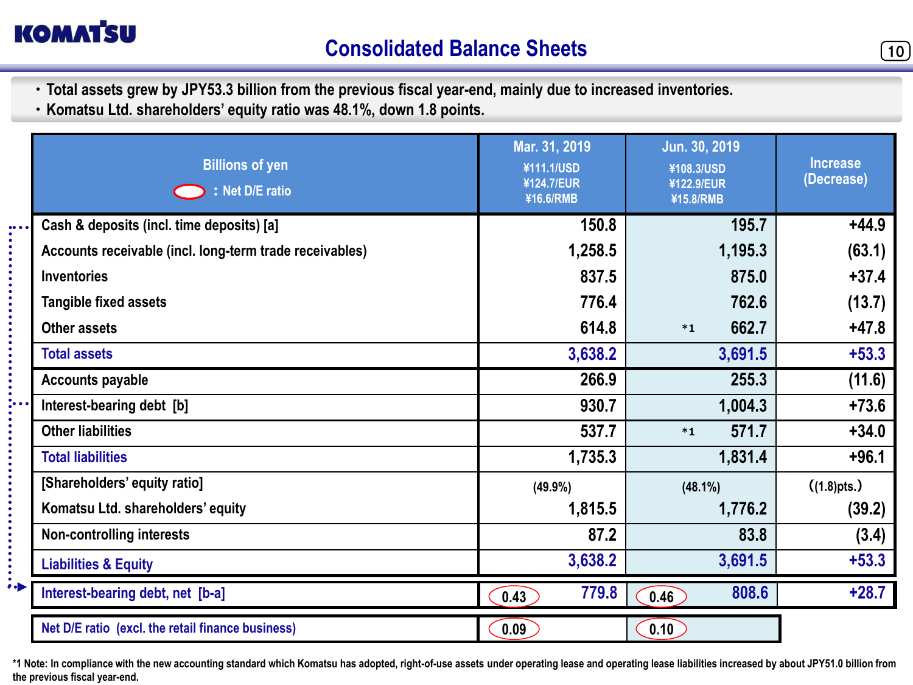# Consolidated Balance Sheets

- Total assets grew by JPY53.3 billion from the previous fiscal year-end, mainly due to increased inventories.
- Komatsu Ltd. shareholders' equity ratio was 48.1%, down 1.8 points.

| Billions of yen ( ◯ : Net D/E ratio) | Mar. 31, 2019 ¥111.1/USD ¥124.7/EUR ¥16.6/RMB | Jun. 30, 2019 ¥108.3/USD ¥122.9/EUR ¥15.8/RMB | Increase (Decrease) |
|---|---|---|---|
| Cash & deposits (incl. time deposits) [a] | 150.8 | 195.7 | +44.9 |
| Accounts receivable (incl. long-term trade receivables) | 1,258.5 | 1,195.3 | (63.1) |
| Inventories | 837.5 | 875.0 | +37.4 |
| Tangible fixed assets | 776.4 | 762.6 | (13.7) |
| Other assets | 614.8 | *1 662.7 | +47.8 |
| Total assets | 3,638.2 | 3,691.5 | +53.3 |
| Accounts payable | 266.9 | 255.3 | (11.6) |
| Interest-bearing debt [b] | 930.7 | 1,004.3 | +73.6 |
| Other liabilities | 537.7 | *1 571.7 | +34.0 |
| Total liabilities | 1,735.3 | 1,831.4 | +96.1 |
| [Shareholders' equity ratio] | (49.9%) | (48.1%) | ((1.8)pts.) |
| Komatsu Ltd. shareholders' equity | 1,815.5 | 1,776.2 | (39.2) |
| Non-controlling interests | 87.2 | 83.8 | (3.4) |
| Liabilities & Equity | 3,638.2 | 3,691.5 | +53.3 |
| Interest-bearing debt, net [b-a] | (0.43) 779.8 | (0.46) 808.6 | +28.7 |
| Net D/E ratio (excl. the retail finance business) | (0.09) | (0.10) | |

*1 Note: In compliance with the new accounting standard which Komatsu has adopted, right-of-use assets under operating lease and operating lease liabilities increased by about JPY51.0 billion from the previous fiscal year-end.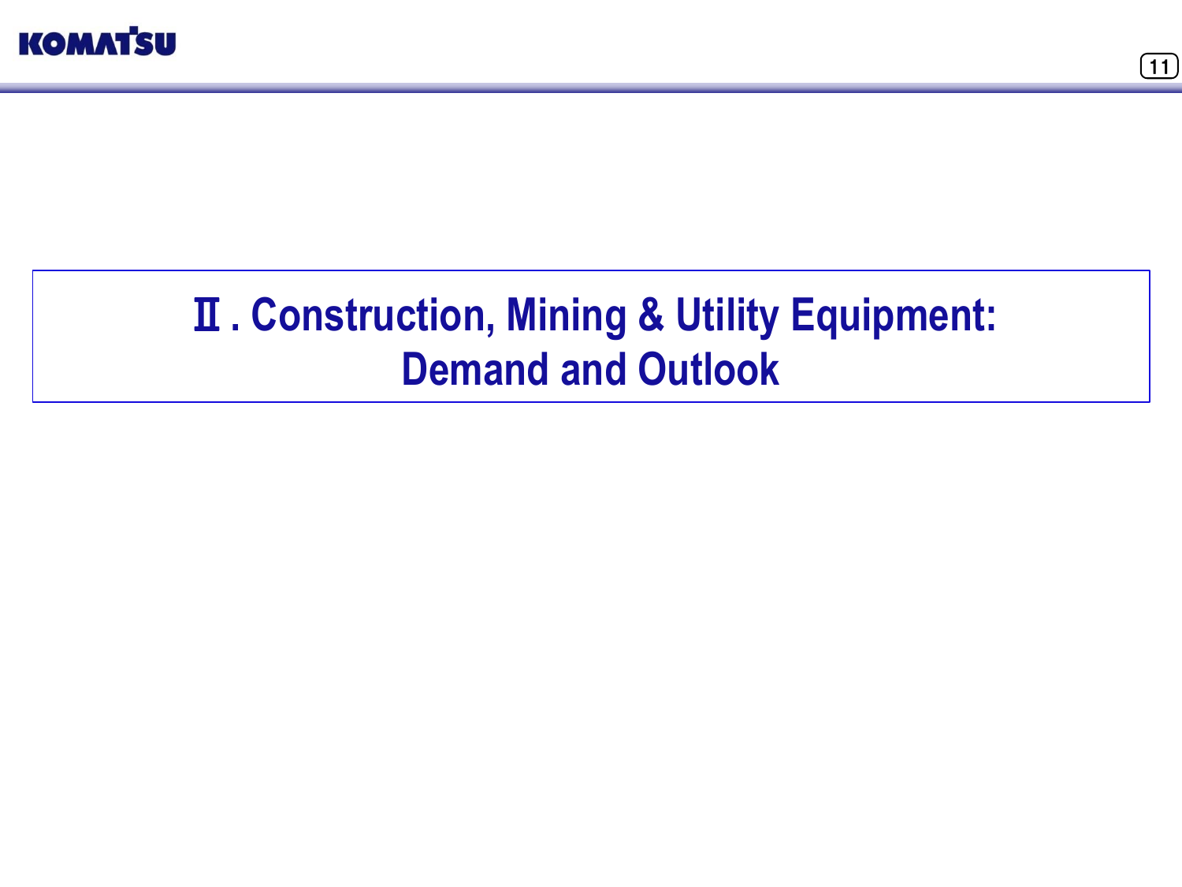# Ⅱ. Construction, Mining & Utility Equipment: Demand and Outlook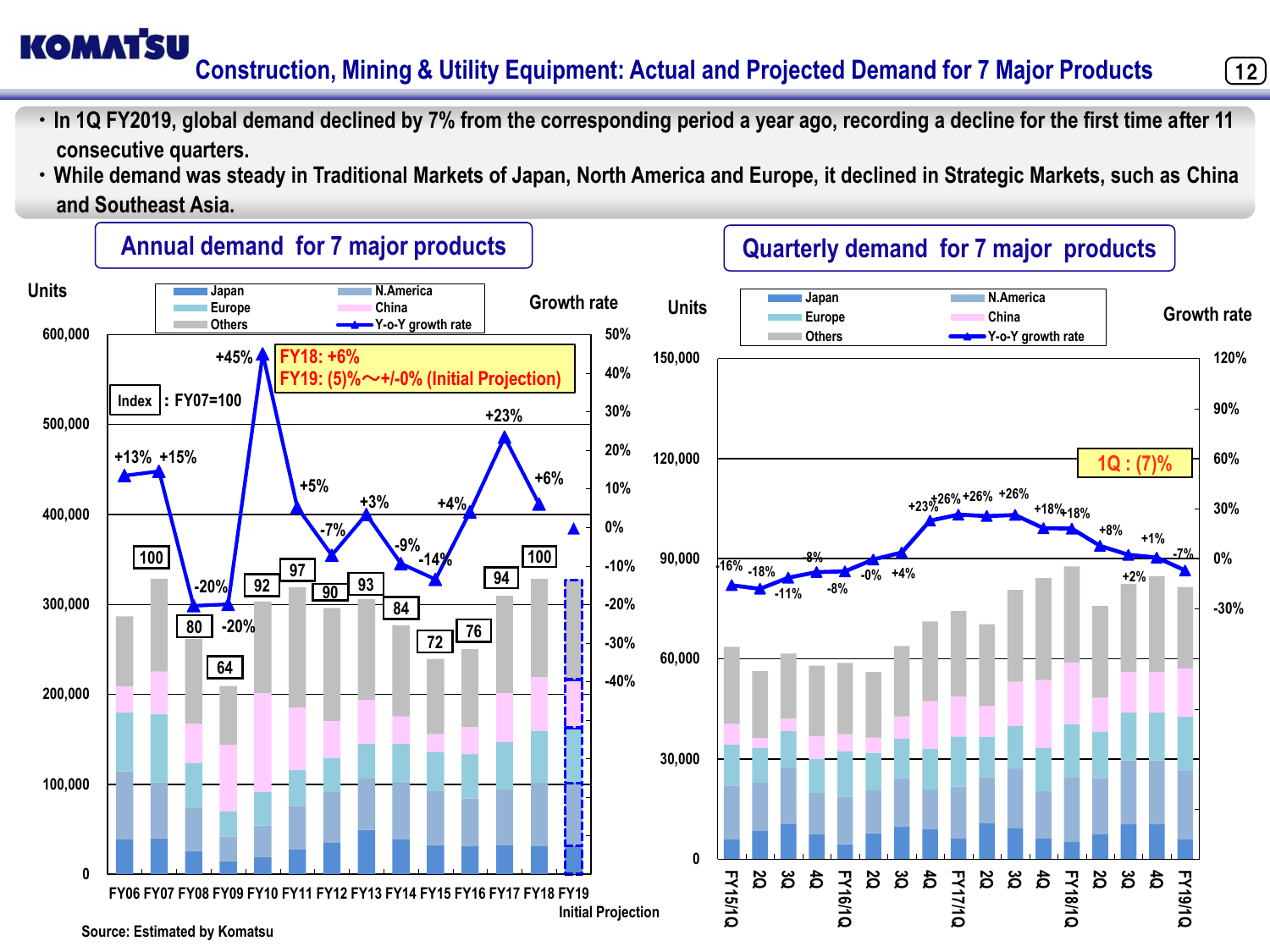# Construction, Mining & Utility Equipment: Actual and Projected Demand for 7 Major Products

- In 1Q FY2019, global demand declined by 7% from the corresponding period a year ago, recording a decline for the first time after 11 consecutive quarters.
- While demand was steady in Traditional Markets of Japan, North America and Europe, it declined in Strategic Markets, such as China and Southeast Asia.

## Annual demand for 7 major products

Legend: Japan, N.America, Europe, China, Others, Y-o-Y growth rate

Index: FY07=100

FY18: +6%
FY19: (5)%～+/-0% (Initial Projection)

| | FY06 | FY07 | FY08 | FY09 | FY10 | FY11 | FY12 | FY13 | FY14 | FY15 | FY16 | FY17 | FY18 | FY19 Initial Projection |
|---|---|---|---|---|---|---|---|---|---|---|---|---|---|---|
| Index | | 100 | 80 | 64 | 92 | 97 | 90 | 93 | 84 | 72 | 76 | 94 | 100 | |
| Y-o-Y growth rate | +13% | +15% | -20% | -20% | +45% | +5% | -7% | +3% | -9% | -14% | +4% | +23% | +6% | |

Units: 0 – 600,000; Growth rate: -40% – 50%

## Quarterly demand for 7 major products

Legend: Japan, N.America, Europe, China, Others, Y-o-Y growth rate

1Q : (7)%

| | FY15/1Q | 2Q | 3Q | 4Q | FY16/1Q | 2Q | 3Q | 4Q | FY17/1Q | 2Q | 3Q | 4Q | FY18/1Q | 2Q | 3Q | 4Q | FY19/1Q |
|---|---|---|---|---|---|---|---|---|---|---|---|---|---|---|---|---|---|
| Y-o-Y growth rate | -16% | -18% | -11% | -8% | -8% | -0% | +4% | +23% | +26% | +26% | +26% | +18% | +18% | +8% | +2% | +1% | -7% |

Units: 0 – 150,000; Growth rate: -30% – 120%

Source: Estimated by Komatsu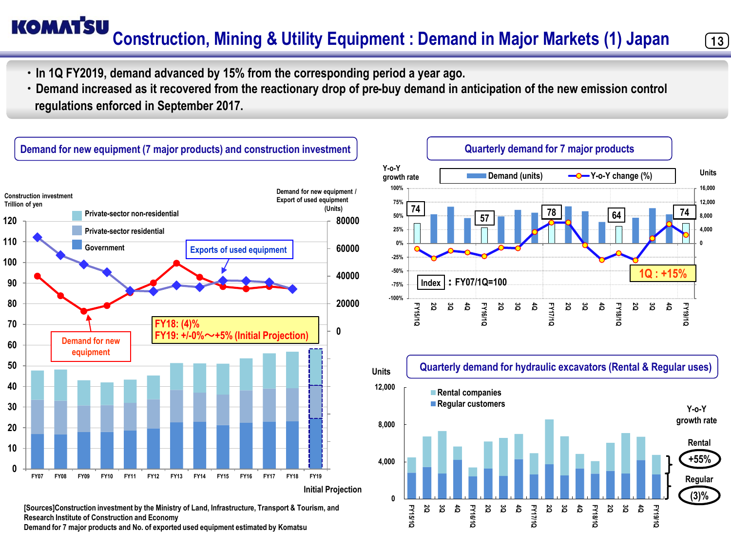# Construction, Mining & Utility Equipment : Demand in Major Markets (1) Japan

- In 1Q FY2019, demand advanced by 15% from the corresponding period a year ago.
- Demand increased as it recovered from the reactionary drop of pre-buy demand in anticipation of the new emission control regulations enforced in September 2017.

## Demand for new equipment (7 major products) and construction investment

Construction investment Trillion of yen

Demand for new equipment / Export of used equipment (Units)

- Private-sector non-residential
- Private-sector residential
- Government

Exports of used equipment

Demand for new equipment

FY18: (4)%
FY19: +/-0%～+5% (Initial Projection)

FY07 FY08 FY09 FY10 FY11 FY12 FY13 FY14 FY15 FY16 FY17 FY18 FY19

Initial Projection

[Sources]Construction investment by the Ministry of Land, Infrastructure, Transport & Tourism, and Research Institute of Construction and Economy
Demand for 7 major products and No. of exported used equipment estimated by Komatsu

## Quarterly demand for 7 major products

Y-o-Y growth rate | Demand (units) | Y-o-Y change (%) | Units

Index: FY07/1Q=100

| FY15/1Q | FY16/1Q | FY17/1Q | FY18/1Q | FY19/1Q |
|---|---|---|---|---|
| 74 | 57 | 78 | 64 | 74 |

1Q : +15%

## Quarterly demand for hydraulic excavators (Rental & Regular uses)

Units

- Rental companies
- Regular customers

Y-o-Y growth rate

Rental +55%

Regular (3)%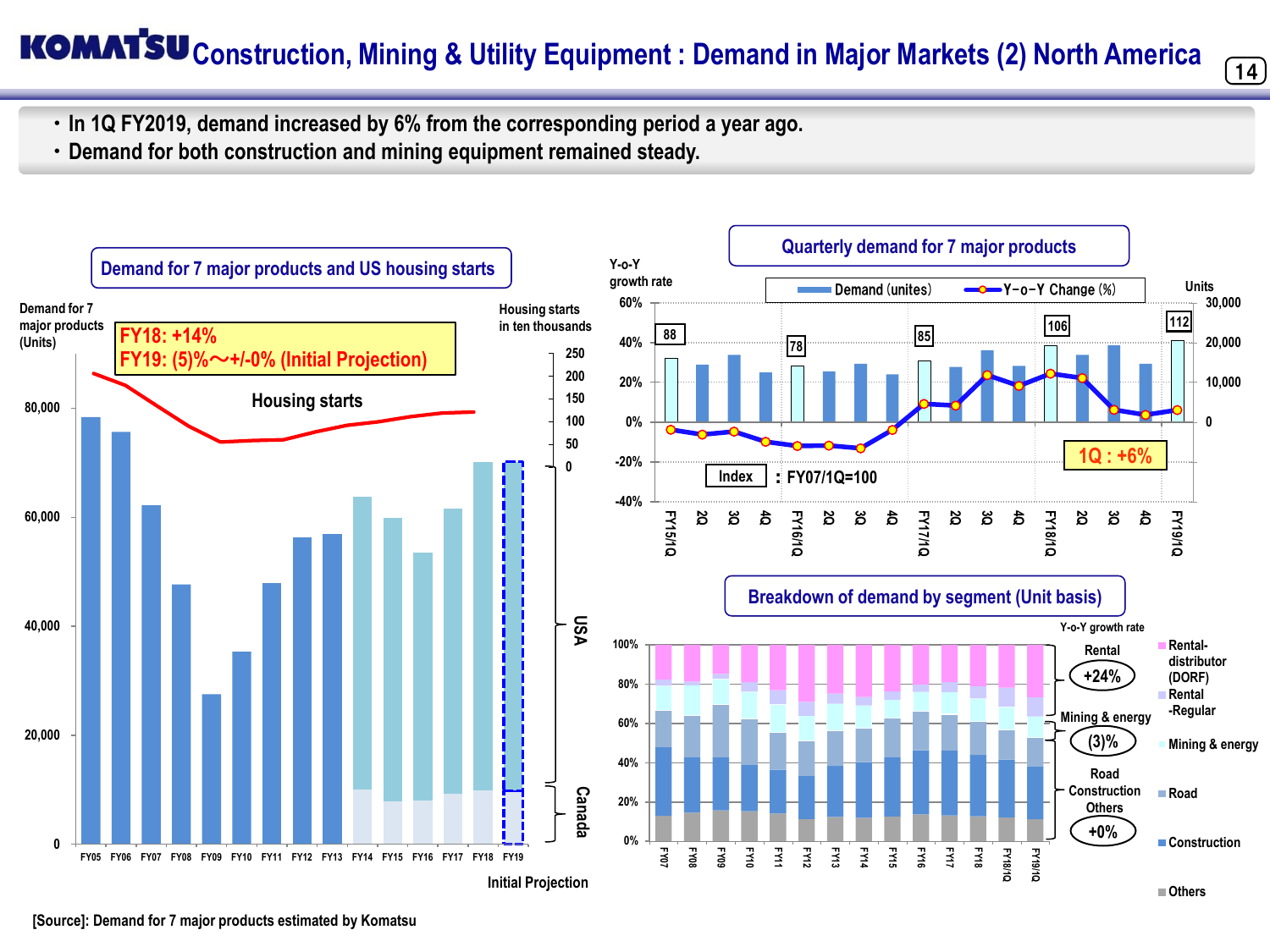# KOMATSU Construction, Mining & Utility Equipment : Demand in Major Markets (2) North America

- In 1Q FY2019, demand increased by 6% from the corresponding period a year ago.
- Demand for both construction and mining equipment remained steady.

## Demand for 7 major products and US housing starts

Demand for 7 major products (Units)

Housing starts in ten thousands

FY18: +14%
FY19: (5)%～+/-0% (Initial Projection)

Housing starts

USA

Canada

FY05 FY06 FY07 FY08 FY09 FY10 FY11 FY12 FY13 FY14 FY15 FY16 FY17 FY18 FY19

Initial Projection

## Quarterly demand for 7 major products

Y-o-Y growth rate

Demand (unites) — Y-o-Y Change (%)

Units

88, 78, 85, 106, 112

1Q : +6%

Index : FY07/1Q=100

FY15/1Q 2Q 3Q 4Q FY16/1Q 2Q 3Q 4Q FY17/1Q 2Q 3Q 4Q FY18/1Q 2Q 3Q 4Q FY19/1Q

## Breakdown of demand by segment (Unit basis)

Y-o-Y growth rate

- Rental: +24%
- Mining & energy: (3)%
- Road Construction Others: +0%

Legend: Rental-distributor (DORF), Rental-Regular, Mining & energy, Road, Construction, Others

FY07 FY08 FY09 FY10 FY11 FY12 FY13 FY14 FY15 FY16 FY17 FY18 FY18/1Q FY19/1Q

[Source]: Demand for 7 major products estimated by Komatsu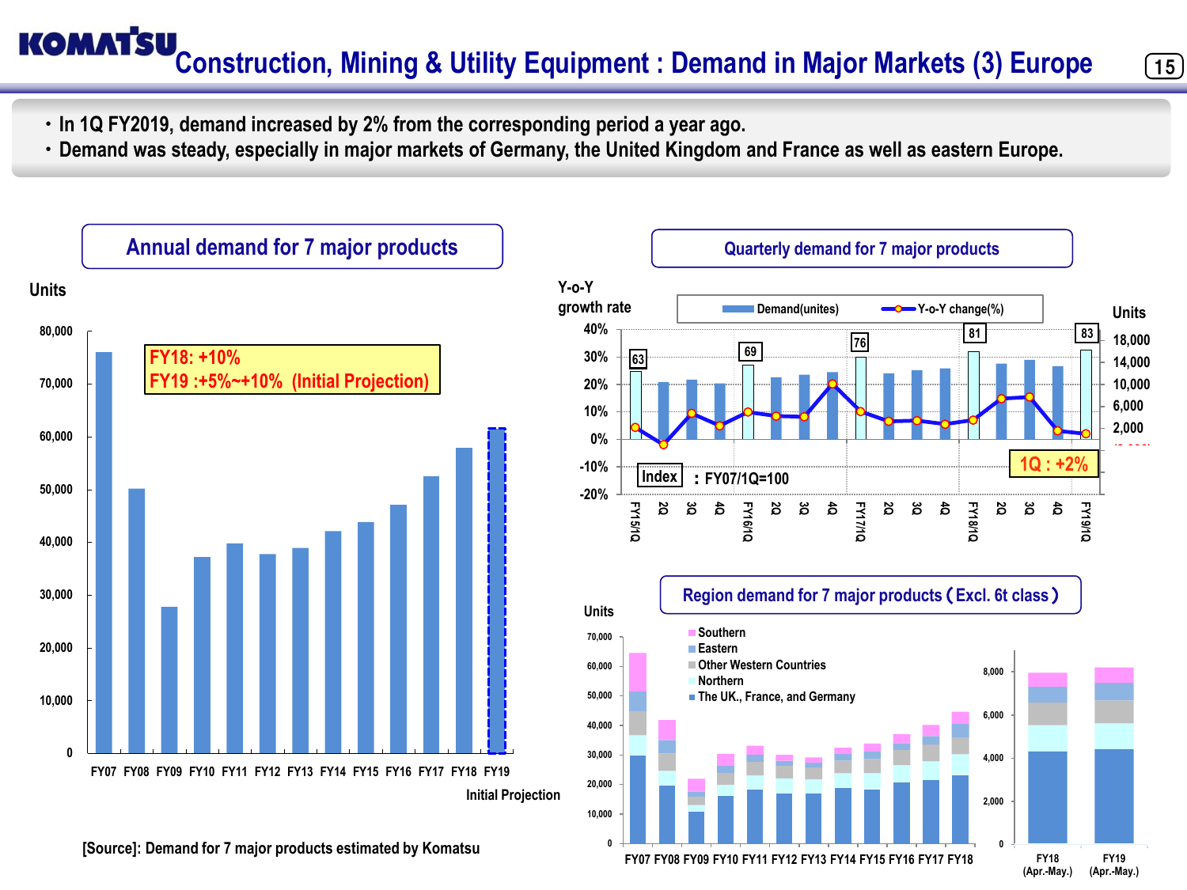# Construction, Mining & Utility Equipment : Demand in Major Markets (3) Europe

- In 1Q FY2019, demand increased by 2% from the corresponding period a year ago.
- Demand was steady, especially in major markets of Germany, the United Kingdom and France as well as eastern Europe.

## Annual demand for 7 major products

Units

FY18: +10%
FY19 :+5%~+10% (Initial Projection)

FY07 FY08 FY09 FY10 FY11 FY12 FY13 FY14 FY15 FY16 FY17 FY18 FY19 Initial Projection

[Source]: Demand for 7 major products estimated by Komatsu

## Quarterly demand for 7 major products

Y-o-Y growth rate — Demand(unites) — Y-o-Y change(%) — Units

Index : FY07/1Q=100

FY15/1Q: 63, FY16/1Q: 69, FY17/1Q: 76, FY18/1Q: 81, FY19/1Q: 83

1Q : +2%

## Region demand for 7 major products（Excl. 6t class）

Units

- Southern
- Eastern
- Other Western Countries
- Northern
- The UK., France, and Germany

FY07 FY08 FY09 FY10 FY11 FY12 FY13 FY14 FY15 FY16 FY17 FY18 | FY18 (Apr.-May.) FY19 (Apr.-May.)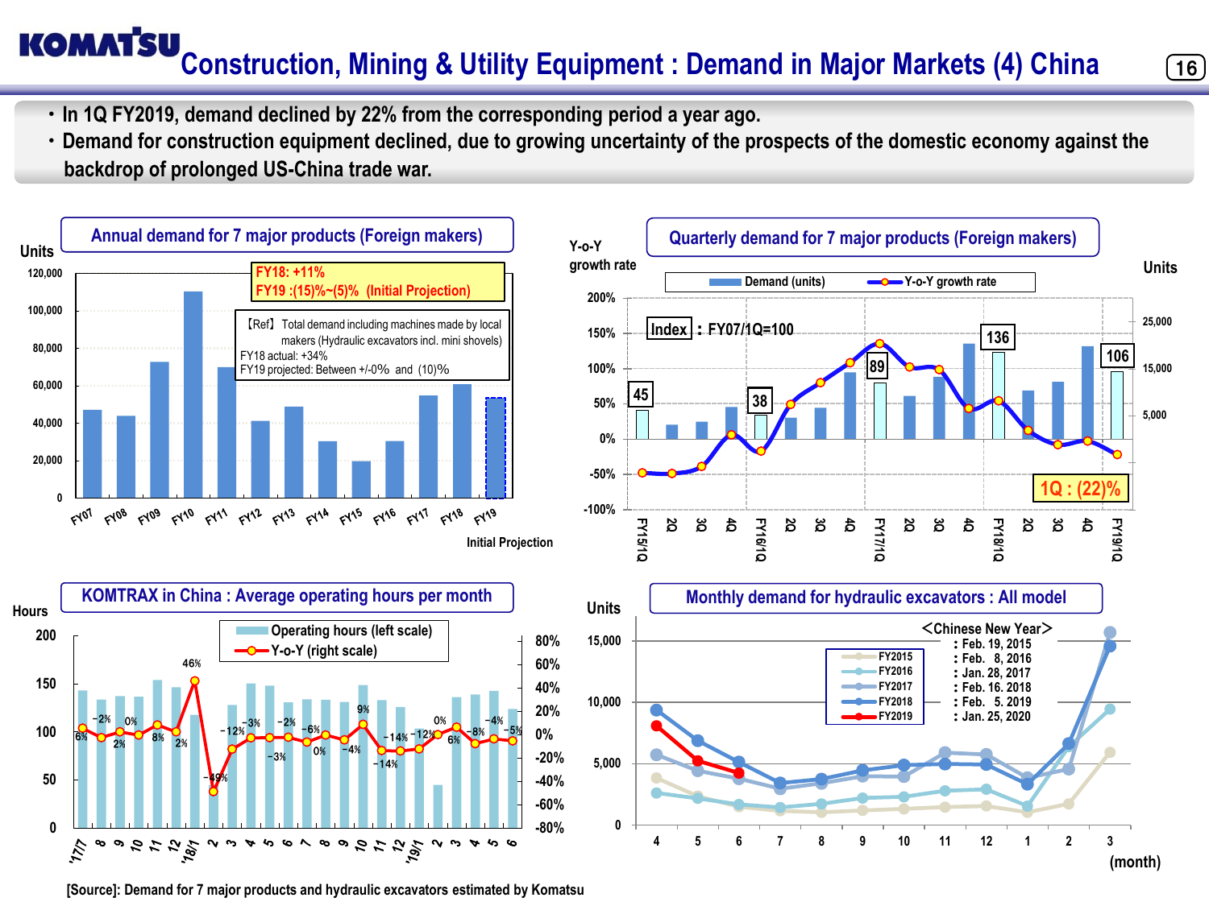# Construction, Mining & Utility Equipment : Demand in Major Markets (4) China

- In 1Q FY2019, demand declined by 22% from the corresponding period a year ago.
- Demand for construction equipment declined, due to growing uncertainty of the prospects of the domestic economy against the backdrop of prolonged US-China trade war.

## Annual demand for 7 major products (Foreign makers)

Units

FY18: +11%
FY19 :(15)%~(5)% (Initial Projection)

【Ref】 Total demand including machines made by local makers (Hydraulic excavators incl. mini shovels)
FY18 actual: +34%
FY19 projected: Between +/-0% and (10)%

FY07, FY08, FY09, FY10, FY11, FY12, FY13, FY14, FY15, FY16, FY17, FY18, FY19 Initial Projection

## Quarterly demand for 7 major products (Foreign makers)

Y-o-Y growth rate / Units

Demand (units) / Y-o-Y growth rate

Index : FY07/1Q=100

FY15/1Q: 45, FY16/1Q: 38, FY17/1Q: 89, FY18/1Q: 136, FY19/1Q: 106

1Q : (22)%

## KOMTRAX in China : Average operating hours per month

Hours

Operating hours (left scale) / Y-o-Y (right scale)

## Monthly demand for hydraulic excavators : All model

Units

FY2015, FY2016, FY2017, FY2018, FY2019

＜Chinese New Year＞
: Feb. 19, 2015
: Feb. 8, 2016
: Jan. 28, 2017
: Feb. 16. 2018
: Feb. 5. 2019
: Jan. 25, 2020

(month)

[Source]: Demand for 7 major products and hydraulic excavators estimated by Komatsu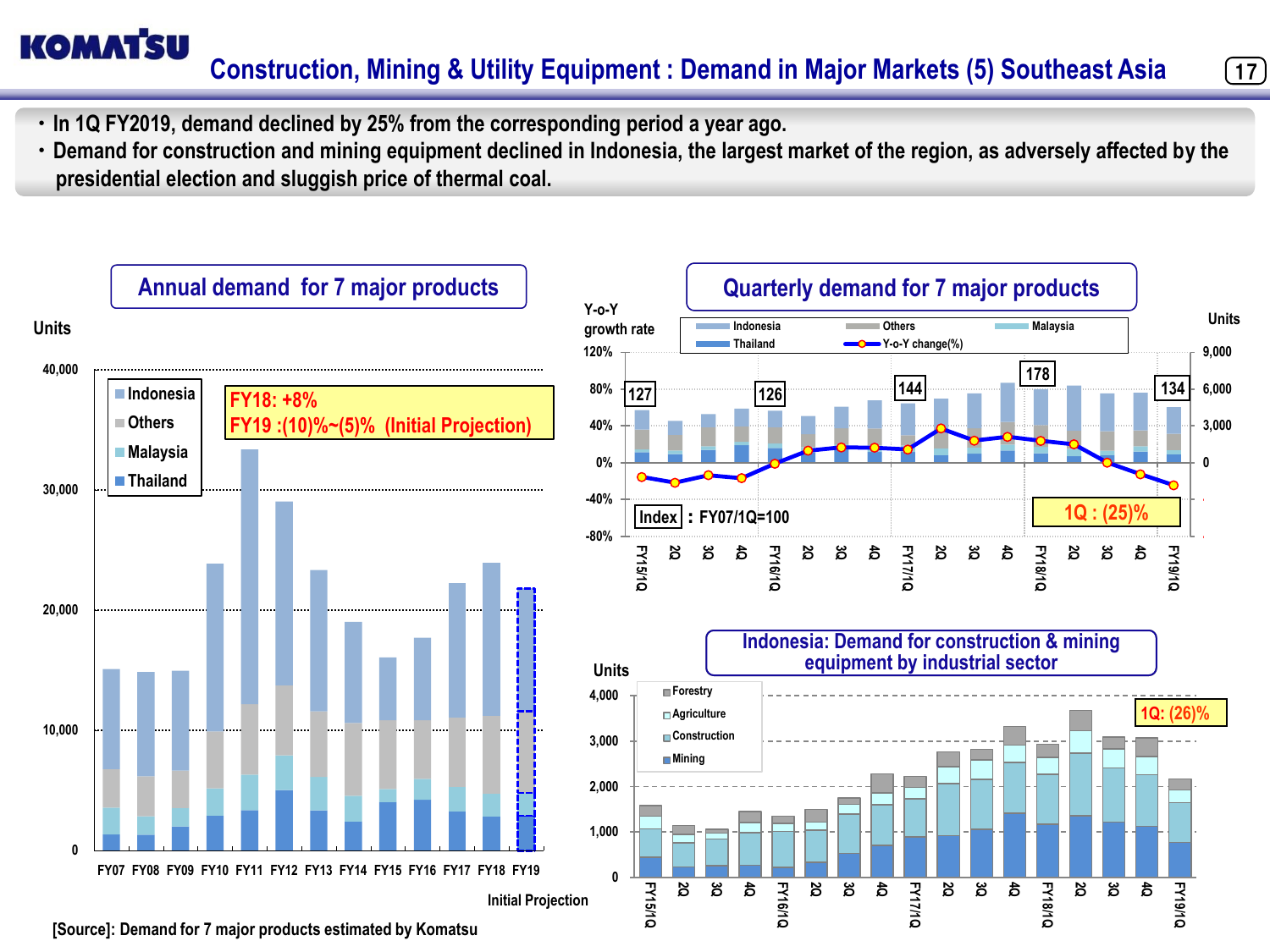# Construction, Mining & Utility Equipment : Demand in Major Markets (5) Southeast Asia

- In 1Q FY2019, demand declined by 25% from the corresponding period a year ago.
- Demand for construction and mining equipment declined in Indonesia, the largest market of the region, as adversely affected by the presidential election and sluggish price of thermal coal.

## Annual demand for 7 major products

Units

Indonesia / Others / Malaysia / Thailand

FY18: +8%
FY19 :(10)%~(5)% (Initial Projection)

FY07 FY08 FY09 FY10 FY11 FY12 FY13 FY14 FY15 FY16 FY17 FY18 FY19

Initial Projection

[Source]: Demand for 7 major products estimated by Komatsu

## Quarterly demand for 7 major products

Y-o-Y growth rate / Units

Indonesia / Others / Malaysia / Thailand / Y-o-Y change(%)

127 (FY15/1Q), 126 (FY16/1Q), 144 (FY17/1Q), 178 (FY18/1Q), 134 (FY19/1Q)

Index : FY07/1Q=100

1Q : (25)%

## Indonesia: Demand for construction & mining equipment by industrial sector

Units

Forestry / Agriculture / Construction / Mining

1Q: (26)%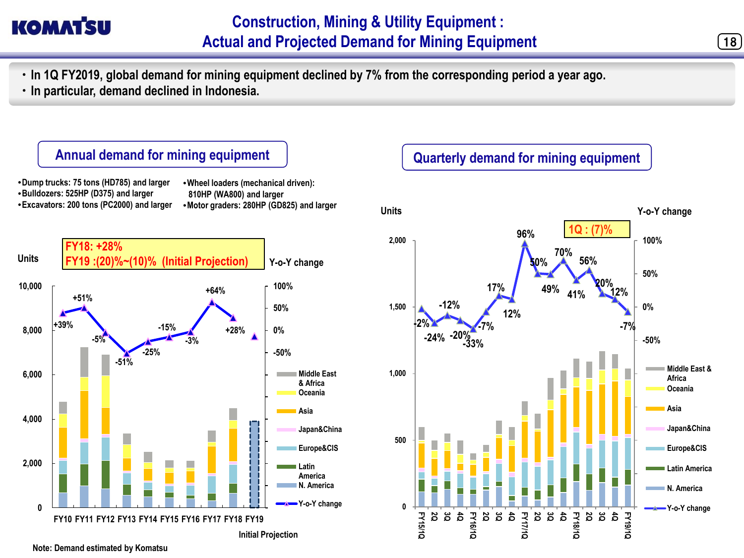# Construction, Mining & Utility Equipment : Actual and Projected Demand for Mining Equipment

- In 1Q FY2019, global demand for mining equipment declined by 7% from the corresponding period a year ago.
- In particular, demand declined in Indonesia.

## Annual demand for mining equipment

- Dump trucks: 75 tons (HD785) and larger
- Bulldozers: 525HP (D375) and larger
- Excavators: 200 tons (PC2000) and larger
- Wheel loaders (mechanical driven): 810HP (WA800) and larger
- Motor graders: 280HP (GD825) and larger

**FY18: +28%**
**FY19 :(20)%~(10)% (Initial Projection)**

| | FY10 | FY11 | FY12 | FY13 | FY14 | FY15 | FY16 | FY17 | FY18 | FY19 (Initial Projection) |
|---|---|---|---|---|---|---|---|---|---|---|
| Y-o-Y change | +39% | +51% | -5% | -51% | -25% | -15% | -3% | +64% | +28% | |

Units (0–10,000); Y-o-Y change (-50%–100%)

Legend: Middle East & Africa, Oceania, Asia, Japan&China, Europe&CIS, Latin America, N. America, Y-o-Y change

Note: Demand estimated by Komatsu

## Quarterly demand for mining equipment

**1Q : (7)%**

| | FY15/1Q | 2Q | 3Q | 4Q | FY16/1Q | 2Q | 3Q | 4Q | FY17/1Q | 2Q | 3Q | 4Q | FY18/1Q | 2Q | 3Q | 4Q | FY19/1Q |
|---|---|---|---|---|---|---|---|---|---|---|---|---|---|---|---|---|---|
| Y-o-Y change | -2% | -24% | -12% | -20% | -33% | -7% | 17% | 12% | 96% | 50% | 49% | 70% | 41% | 56% | 20% | 12% | -7% |

Units (0–2,000); Y-o-Y change (-50%–100%)

Legend: Middle East & Africa, Oceania, Asia, Japan&China, Europe&CIS, Latin America, N. America, Y-o-Y change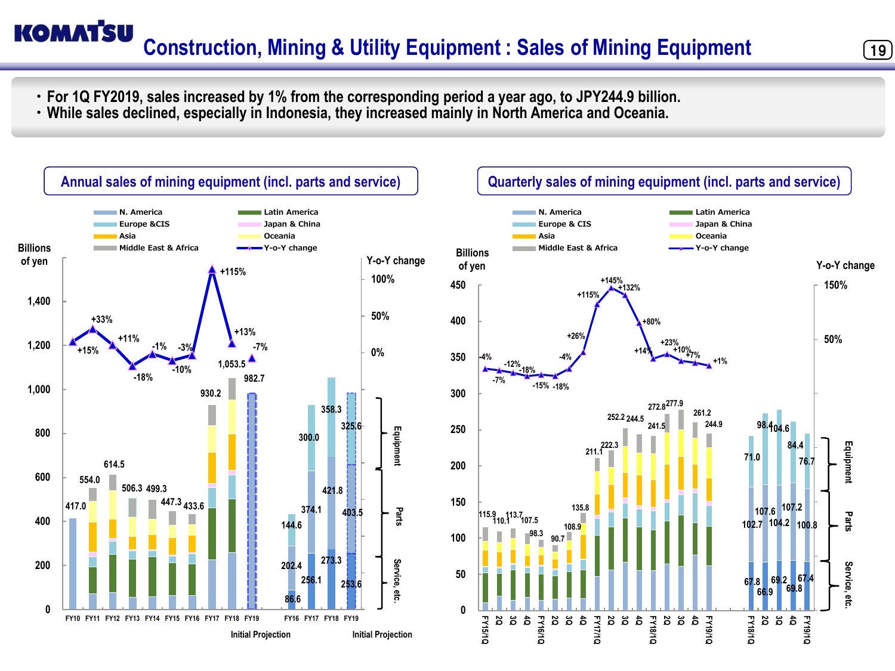# Construction, Mining & Utility Equipment : Sales of Mining Equipment

- For 1Q FY2019, sales increased by 1% from the corresponding period a year ago, to JPY244.9 billion.
- While sales declined, especially in Indonesia, they increased mainly in North America and Oceania.

## Annual sales of mining equipment (incl. parts and service)

Billions of yen

Legend: N. America, Latin America, Europe &CIS, Japan & China, Asia, Oceania, Middle East & Africa, Y-o-Y change

| | FY10 | FY11 | FY12 | FY13 | FY14 | FY15 | FY16 | FY17 | FY18 | FY19 (Initial Projection) |
|---|---|---|---|---|---|---|---|---|---|---|
| Sales | 417.0 | 554.0 | 614.5 | 506.3 | 499.3 | 447.3 | 433.6 | 930.2 | 1,053.5 | 982.7 |
| Y-o-Y change | +15% | +33% | +11% | -18% | -1% | -10% | -3% | +115% | +13% | -7% |

| | FY16 | FY17 | FY18 | FY19 (Initial Projection) |
|---|---|---|---|---|
| Equipment | 144.6 | 300.0 | 358.3 | 325.6 |
| Parts | 202.4 | 374.1 | 421.8 | 403.5 |
| Service, etc. | 86.6 | 256.1 | 273.3 | 253.6 |

## Quarterly sales of mining equipment (incl. parts and service)

Billions of yen

Legend: N. America, Latin America, Europe & CIS, Japan & China, Asia, Oceania, Middle East & Africa, Y-o-Y change

| | FY15/1Q | 2Q | 3Q | 4Q | FY16/1Q | 2Q | 3Q | 4Q | FY17/1Q | 2Q | 3Q | 4Q | FY18/1Q | 2Q | 3Q | 4Q | FY19/1Q |
|---|---|---|---|---|---|---|---|---|---|---|---|---|---|---|---|---|---|
| Sales | 115.9 | 110.1 | 113.7 | 107.5 | 98.3 | 90.7 | 108.9 | 135.8 | 211.1 | 222.3 | 252.2 | 244.5 | 241.5 | 272.8 | 277.9 | 261.2 | 244.9 |
| Y-o-Y change | -4% | -7% | -12% | -18% | -15% | -18% | -4% | +26% | +115% | +145% | +132% | +80% | +14% | +23% | +10% | +7% | +1% |

| | FY18/1Q | 2Q | 3Q | 4Q | FY19/1Q |
|---|---|---|---|---|---|
| Equipment | 71.0 | 98.4 | 104.6 | 84.4 | 76.7 |
| Parts | 102.7 | 107.6 | 104.2 | 107.2 | 100.8 |
| Service, etc. | 67.8 | 66.9 | 69.2 | 69.8 | 67.4 |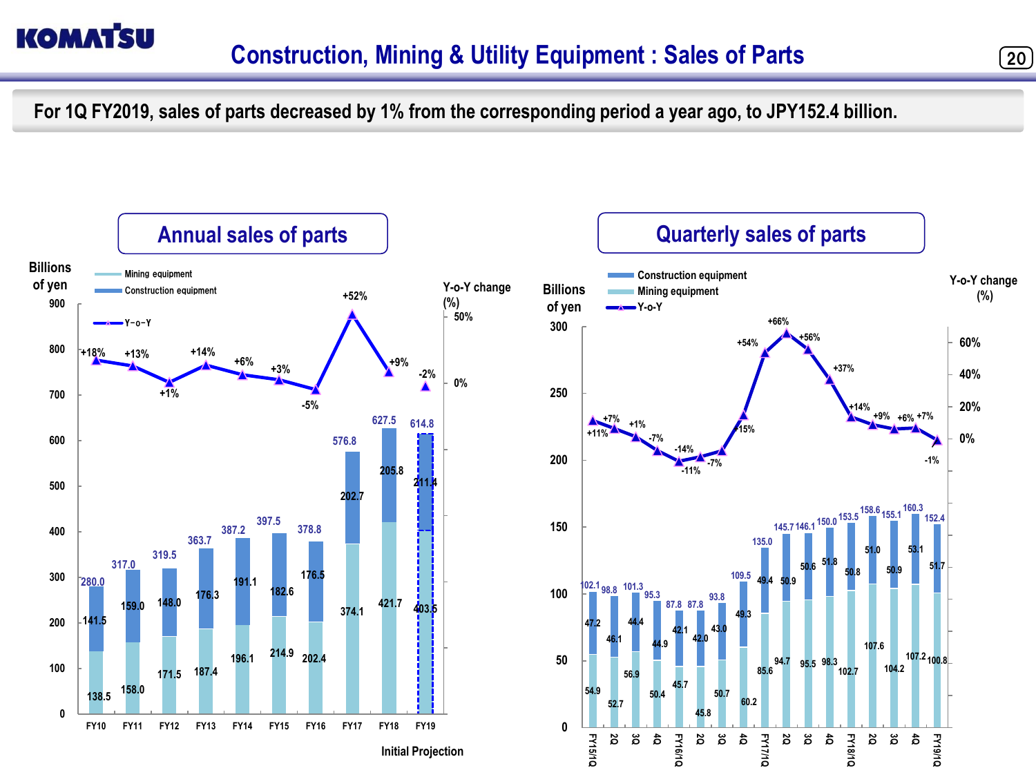# Construction, Mining & Utility Equipment : Sales of Parts

**For 1Q FY2019, sales of parts decreased by 1% from the corresponding period a year ago, to JPY152.4 billion.**

## Annual sales of parts

Billions of yen

| | FY10 | FY11 | FY12 | FY13 | FY14 | FY15 | FY16 | FY17 | FY18 | FY19 (Initial Projection) |
|---|---|---|---|---|---|---|---|---|---|---|
| Construction equipment | 141.5 | 159.0 | 148.0 | 176.3 | 191.1 | 182.6 | 176.5 | 202.7 | 205.8 | 211.4 |
| Mining equipment | 138.5 | 158.0 | 171.5 | 187.4 | 196.1 | 214.9 | 202.4 | 374.1 | 421.7 | 403.5 |
| Total | 280.0 | 317.0 | 319.5 | 363.7 | 387.2 | 397.5 | 378.8 | 576.8 | 627.5 | 614.8 |
| Y-o-Y change (%) | +18% | +13% | +1% | +14% | +6% | +3% | -5% | +52% | +9% | -2% |

## Quarterly sales of parts

Billions of yen

| | Construction equipment | Mining equipment | Total | Y-o-Y |
|---|---|---|---|---|
| FY15/1Q | 47.2 | 54.9 | 102.1 | +11% |
| 2Q | 46.1 | 52.7 | 98.8 | +7% |
| 3Q | 44.4 | 56.9 | 101.3 | +1% |
| 4Q | 44.9 | 50.4 | 95.3 | -7% |
| FY16/1Q | 42.1 | 45.7 | 87.8 | -14% |
| 2Q | 42.0 | 45.8 | 87.8 | -11% |
| 3Q | 43.0 | 50.7 | 93.8 | -7% |
| 4Q | 49.3 | 60.2 | 109.5 | +15% |
| FY17/1Q | 49.4 | 85.6 | 135.0 | +54% |
| 2Q | 50.9 | 94.7 | 145.7 | +66% |
| 3Q | 50.6 | 95.5 | 146.1 | +56% |
| 4Q | 51.8 | 98.3 | 150.0 | +37% |
| FY18/1Q | 50.8 | 102.7 | 153.5 | +14% |
| 2Q | 51.0 | 107.6 | 158.6 | +9% |
| 3Q | 50.9 | 104.2 | 155.1 | +6% |
| 4Q | 53.1 | 107.2 | 160.3 | +7% |
| FY19/1Q | 51.7 | 100.8 | 152.4 | -1% |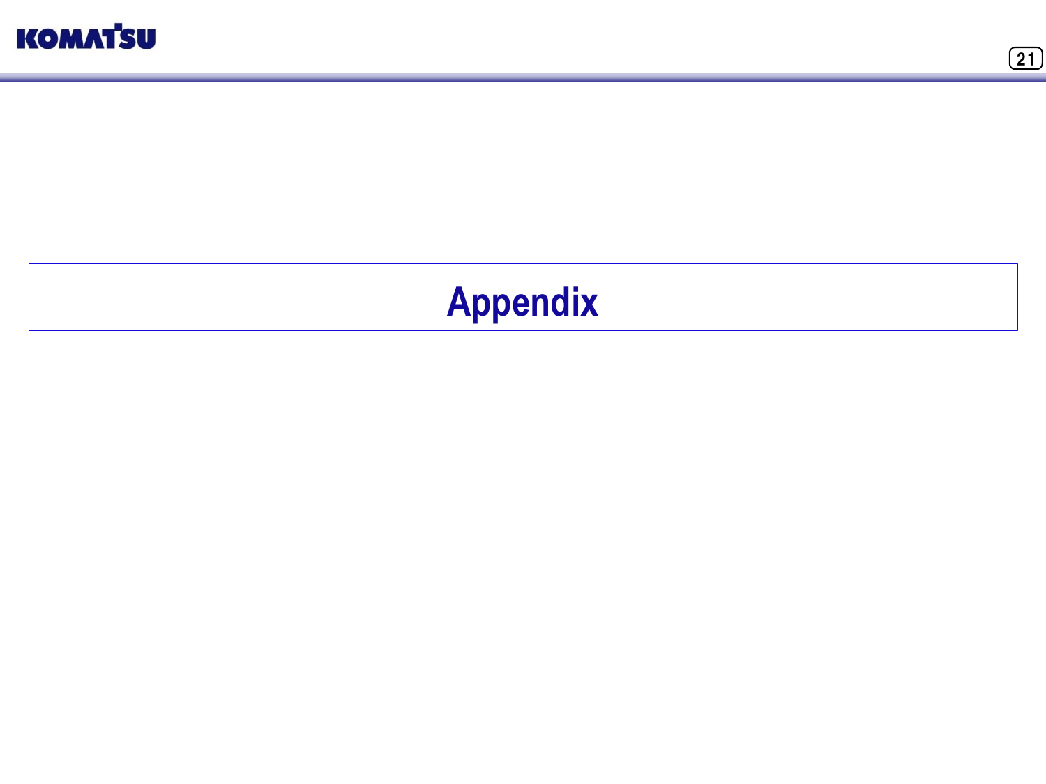# Appendix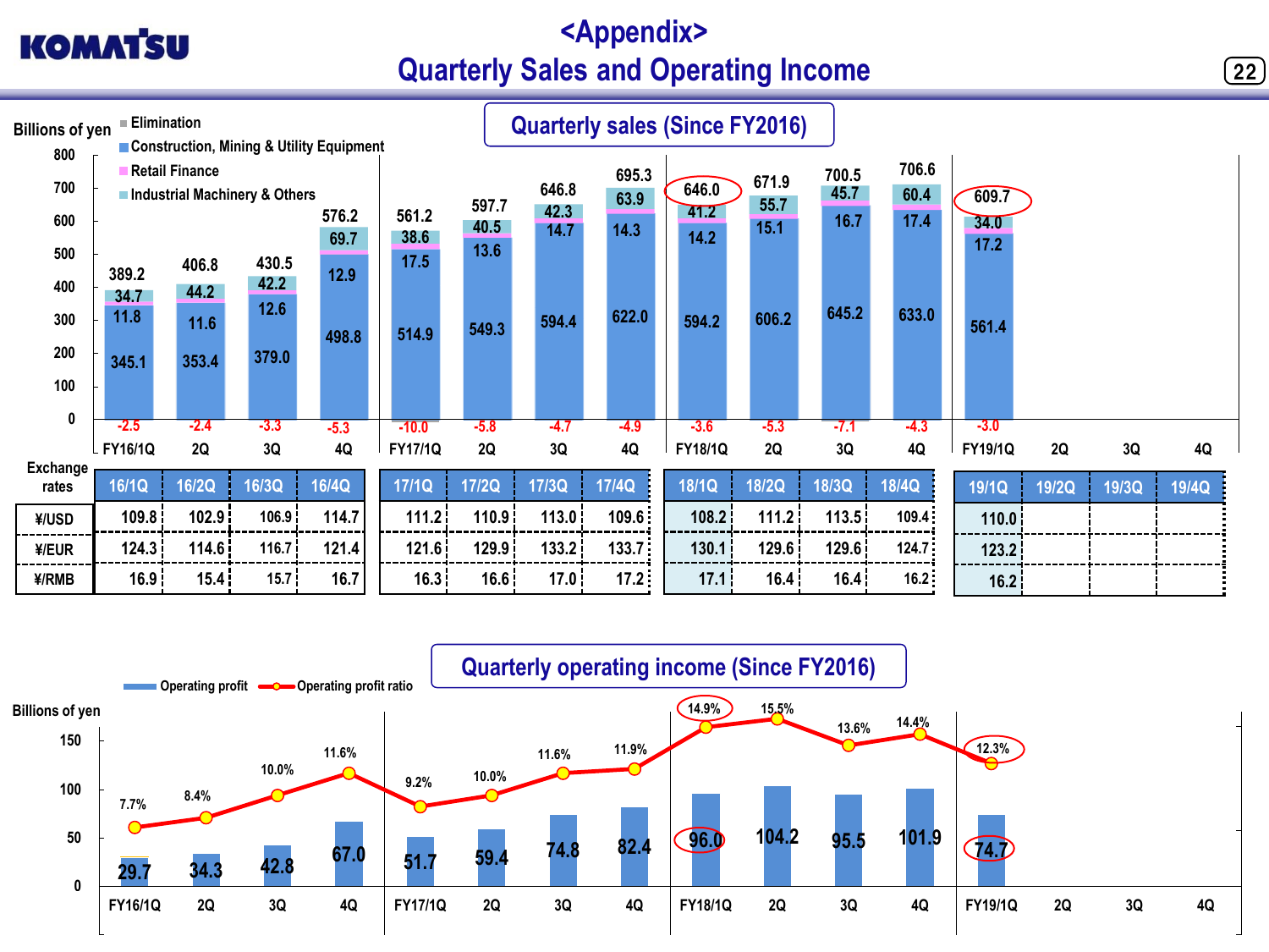# <Appendix>
# Quarterly Sales and Operating Income

## Quarterly sales (Since FY2016)

Billions of yen

| | FY16/1Q | 2Q | 3Q | 4Q | FY17/1Q | 2Q | 3Q | 4Q | FY18/1Q | 2Q | 3Q | 4Q | FY19/1Q | 2Q | 3Q | 4Q |
|---|---|---|---|---|---|---|---|---|---|---|---|---|---|---|---|---|
| Total | 389.2 | 406.8 | 430.5 | 576.2 | 561.2 | 597.7 | 646.8 | 695.3 | 646.0 | 671.9 | 700.5 | 706.6 | 609.7 | | | |
| Industrial Machinery & Others | 34.7 | 44.2 | 42.2 | 69.7 | 38.6 | 40.5 | 42.3 | 63.9 | 41.2 | 55.7 | 45.7 | 60.4 | 34.0 | | | |
| Retail Finance | 11.8 | 11.6 | 12.6 | 12.9 | 17.5 | 13.6 | 14.7 | 14.3 | 14.2 | 15.1 | 16.7 | 17.4 | 17.2 | | | |
| Construction, Mining & Utility Equipment | 345.1 | 353.4 | 379.0 | 498.8 | 514.9 | 549.3 | 594.4 | 622.0 | 594.2 | 606.2 | 645.2 | 633.0 | 561.4 | | | |
| Elimination | -2.5 | -2.4 | -3.3 | -5.3 | -10.0 | -5.8 | -4.7 | -4.9 | -3.6 | -5.3 | -7.1 | -4.3 | -3.0 | | | |

Exchange rates

| | 16/1Q | 16/2Q | 16/3Q | 16/4Q | 17/1Q | 17/2Q | 17/3Q | 17/4Q | 18/1Q | 18/2Q | 18/3Q | 18/4Q | 19/1Q | 19/2Q | 19/3Q | 19/4Q |
|---|---|---|---|---|---|---|---|---|---|---|---|---|---|---|---|---|
| ¥/USD | 109.8 | 102.9 | 106.9 | 114.7 | 111.2 | 110.9 | 113.0 | 109.6 | 108.2 | 111.2 | 113.5 | 109.4 | 110.0 | | | |
| ¥/EUR | 124.3 | 114.6 | 116.7 | 121.4 | 121.6 | 129.9 | 133.2 | 133.7 | 130.1 | 129.6 | 129.6 | 124.7 | 123.2 | | | |
| ¥/RMB | 16.9 | 15.4 | 15.7 | 16.7 | 16.3 | 16.6 | 17.0 | 17.2 | 17.1 | 16.4 | 16.4 | 16.2 | 16.2 | | | |

## Quarterly operating income (Since FY2016)

Billions of yen

| | FY16/1Q | 2Q | 3Q | 4Q | FY17/1Q | 2Q | 3Q | 4Q | FY18/1Q | 2Q | 3Q | 4Q | FY19/1Q | 2Q | 3Q | 4Q |
|---|---|---|---|---|---|---|---|---|---|---|---|---|---|---|---|---|
| Operating profit | 29.7 | 34.3 | 42.8 | 67.0 | 51.7 | 59.4 | 74.8 | 82.4 | 96.0 | 104.2 | 95.5 | 101.9 | 74.7 | | | |
| Operating profit ratio | 7.7% | 8.4% | 10.0% | 11.6% | 9.2% | 10.0% | 11.6% | 11.9% | 14.9% | 15.5% | 13.6% | 14.4% | 12.3% | | | |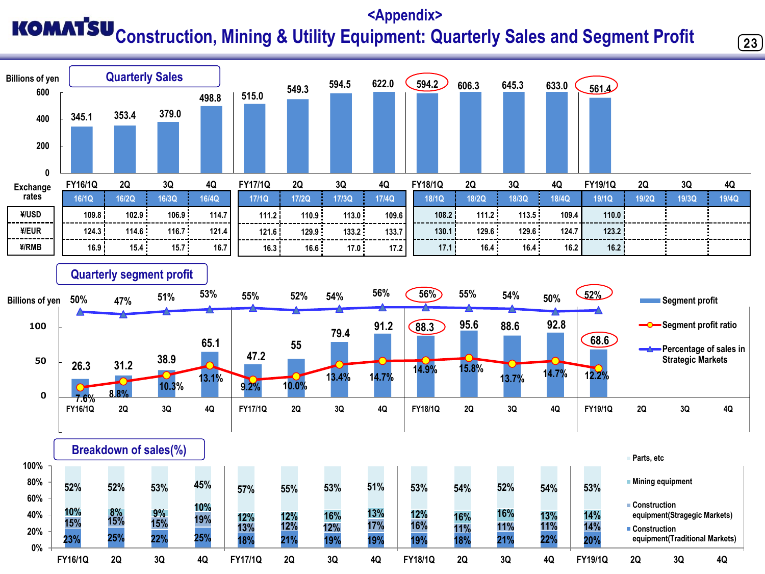# <Appendix>

# Construction, Mining & Utility Equipment: Quarterly Sales and Segment Profit

## Quarterly Sales

Billions of yen

| | FY16/1Q | 2Q | 3Q | 4Q | FY17/1Q | 2Q | 3Q | 4Q | FY18/1Q | 2Q | 3Q | 4Q | FY19/1Q | 2Q | 3Q | 4Q |
|---|---|---|---|---|---|---|---|---|---|---|---|---|---|---|---|---|
| Sales | 345.1 | 353.4 | 379.0 | 498.8 | 515.0 | 549.3 | 594.5 | 622.0 | 594.2 | 606.3 | 645.3 | 633.0 | 561.4 | | | |

### Exchange rates

| | 16/1Q | 16/2Q | 16/3Q | 16/4Q | 17/1Q | 17/2Q | 17/3Q | 17/4Q | 18/1Q | 18/2Q | 18/3Q | 18/4Q | 19/1Q | 19/2Q | 19/3Q | 19/4Q |
|---|---|---|---|---|---|---|---|---|---|---|---|---|---|---|---|---|
| ¥/USD | 109.8 | 102.9 | 106.9 | 114.7 | 111.2 | 110.9 | 113.0 | 109.6 | 108.2 | 111.2 | 113.5 | 109.4 | 110.0 | | | |
| ¥/EUR | 124.3 | 114.6 | 116.7 | 121.4 | 121.6 | 129.9 | 133.2 | 133.7 | 130.1 | 129.6 | 129.6 | 124.7 | 123.2 | | | |
| ¥/RMB | 16.9 | 15.4 | 15.7 | 16.7 | 16.3 | 16.6 | 17.0 | 17.2 | 17.1 | 16.4 | 16.4 | 16.2 | 16.2 | | | |

## Quarterly segment profit

Billions of yen

| | FY16/1Q | 2Q | 3Q | 4Q | FY17/1Q | 2Q | 3Q | 4Q | FY18/1Q | 2Q | 3Q | 4Q | FY19/1Q | 2Q | 3Q | 4Q |
|---|---|---|---|---|---|---|---|---|---|---|---|---|---|---|---|---|
| Segment profit | 26.3 | 31.2 | 38.9 | 65.1 | 47.2 | 55 | 79.4 | 91.2 | 88.3 | 95.6 | 88.6 | 92.8 | 68.6 | | | |
| Segment profit ratio | 7.6% | 8.8% | 10.3% | 13.1% | 9.2% | 10.0% | 13.4% | 14.7% | 14.9% | 15.8% | 13.7% | 14.7% | 12.2% | | | |
| Percentage of sales in Strategic Markets | 50% | 47% | 51% | 53% | 55% | 52% | 54% | 56% | 56% | 55% | 54% | 50% | 52% | | | |

## Breakdown of sales(%)

| | FY16/1Q | 2Q | 3Q | 4Q | FY17/1Q | 2Q | 3Q | 4Q | FY18/1Q | 2Q | 3Q | 4Q | FY19/1Q | 2Q | 3Q | 4Q |
|---|---|---|---|---|---|---|---|---|---|---|---|---|---|---|---|---|
| Parts, etc | 52% | 52% | 53% | 45% | 57% | 55% | 53% | 51% | 53% | 54% | 52% | 54% | 53% | | | |
| Mining equipment | 10% | 8% | 9% | 10% | 12% | 12% | 16% | 13% | 12% | 16% | 16% | 13% | 14% | | | |
| Construction equipment(Stragegic Markets) | 15% | 15% | 15% | 19% | 13% | 12% | 12% | 17% | 16% | 11% | 11% | 11% | 14% | | | |
| Construction equipment(Traditional Markets) | 23% | 25% | 22% | 25% | 18% | 21% | 19% | 19% | 19% | 18% | 21% | 22% | 20% | | | |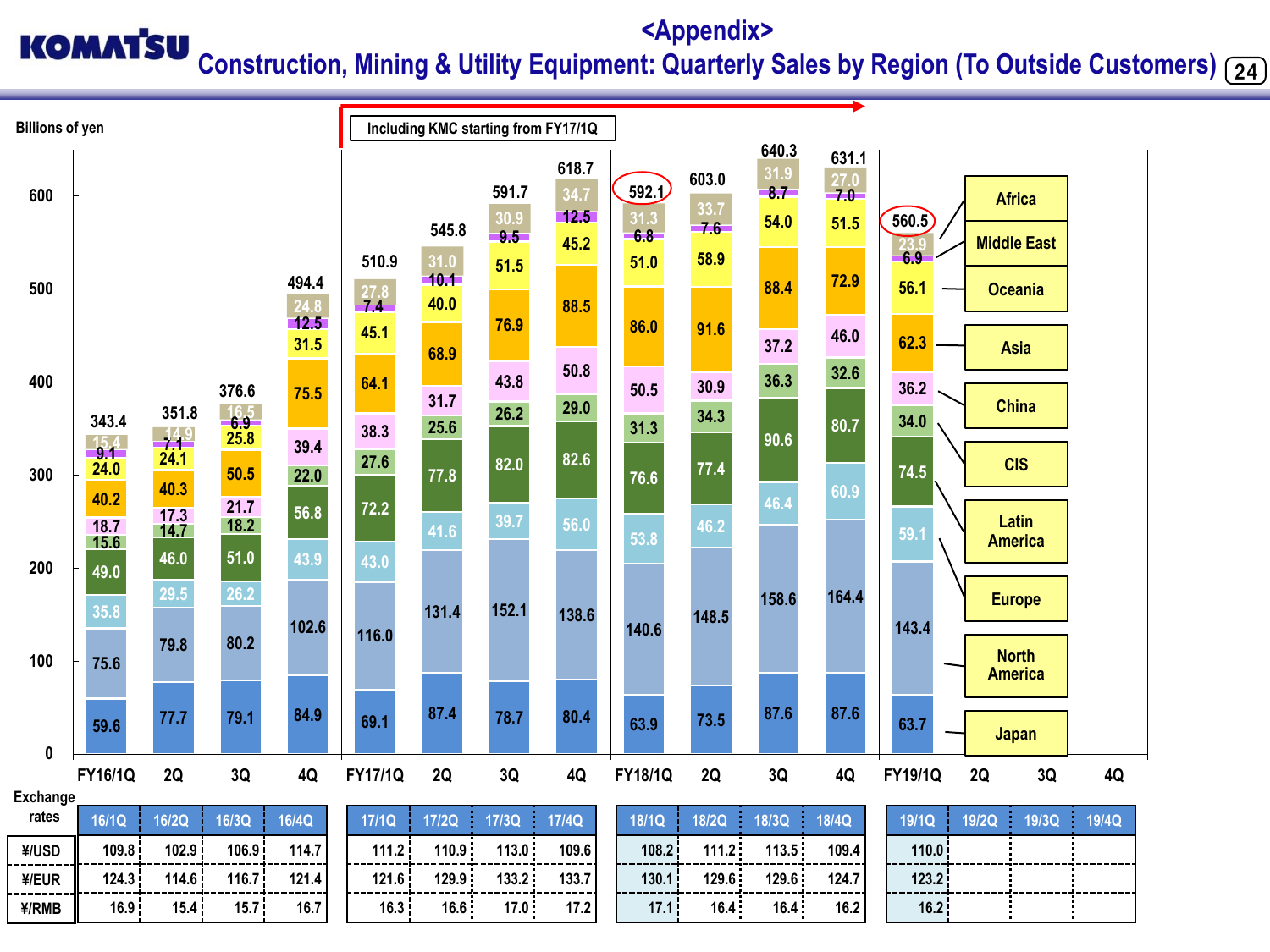# <Appendix>

## Construction, Mining & Utility Equipment: Quarterly Sales by Region (To Outside Customers)

Billions of yen

Including KMC starting from FY17/1Q

| Region | FY16/1Q | 2Q | 3Q | 4Q | FY17/1Q | 2Q | 3Q | 4Q | FY18/1Q | 2Q | 3Q | 4Q | FY19/1Q | 2Q | 3Q | 4Q |
|---|---|---|---|---|---|---|---|---|---|---|---|---|---|---|---|---|
| Africa | 15.4 | 14.9 | 16.5 | 24.8 | 27.8 | 31.0 | 30.9 | 34.7 | 31.3 | 33.7 | 31.9 | 27.0 | 23.9 | | | |
| Middle East | 9.1 | 7.1 | 6.9 | 12.5 | 7.4 | 10.1 | 9.5 | 12.5 | 6.8 | 7.6 | 8.7 | 7.0 | 6.9 | | | |
| Oceania | 24.0 | 24.1 | 25.8 | 31.5 | 45.1 | 40.0 | 51.5 | 45.2 | 51.0 | 58.9 | 54.0 | 51.5 | 56.1 | | | |
| Asia | 40.2 | 40.3 | 50.5 | 75.5 | 64.1 | 68.9 | 76.9 | 88.5 | 86.0 | 91.6 | 88.4 | 72.9 | 62.3 | | | |
| China | 18.7 | 17.3 | 21.7 | 39.4 | 38.3 | 31.7 | 43.8 | 50.8 | 50.5 | 30.9 | 37.2 | 46.0 | 36.2 | | | |
| CIS | 15.6 | 14.7 | 18.2 | 22.0 | 27.6 | 25.6 | 26.2 | 29.0 | 31.3 | 34.3 | 36.3 | 32.6 | 34.0 | | | |
| Latin America | 49.0 | 46.0 | 51.0 | 56.8 | 72.2 | 77.8 | 82.0 | 82.6 | 76.6 | 77.4 | 90.6 | 80.7 | 74.5 | | | |
| Europe | 35.8 | 29.5 | 26.2 | 43.9 | 43.0 | 41.6 | 39.7 | 56.0 | 53.8 | 46.2 | 46.4 | 60.9 | 59.1 | | | |
| North America | 75.6 | 79.8 | 80.2 | 102.6 | 116.0 | 131.4 | 152.1 | 138.6 | 140.6 | 148.5 | 158.6 | 164.4 | 143.4 | | | |
| Japan | 59.6 | 77.7 | 79.1 | 84.9 | 69.1 | 87.4 | 78.7 | 80.4 | 63.9 | 73.5 | 87.6 | 87.6 | 63.7 | | | |
| Total | 343.4 | 351.8 | 376.6 | 494.4 | 510.9 | 545.8 | 591.7 | 618.7 | 592.1 | 603.0 | 640.3 | 631.1 | 560.5 | | | |

Exchange rates

| | 16/1Q | 16/2Q | 16/3Q | 16/4Q | 17/1Q | 17/2Q | 17/3Q | 17/4Q | 18/1Q | 18/2Q | 18/3Q | 18/4Q | 19/1Q | 19/2Q | 19/3Q | 19/4Q |
|---|---|---|---|---|---|---|---|---|---|---|---|---|---|---|---|---|
| ¥/USD | 109.8 | 102.9 | 106.9 | 114.7 | 111.2 | 110.9 | 113.0 | 109.6 | 108.2 | 111.2 | 113.5 | 109.4 | 110.0 | | | |
| ¥/EUR | 124.3 | 114.6 | 116.7 | 121.4 | 121.6 | 129.9 | 133.2 | 133.7 | 130.1 | 129.6 | 129.6 | 124.7 | 123.2 | | | |
| ¥/RMB | 16.9 | 15.4 | 15.7 | 16.7 | 16.3 | 16.6 | 17.0 | 17.2 | 17.1 | 16.4 | 16.4 | 16.2 | 16.2 | | | |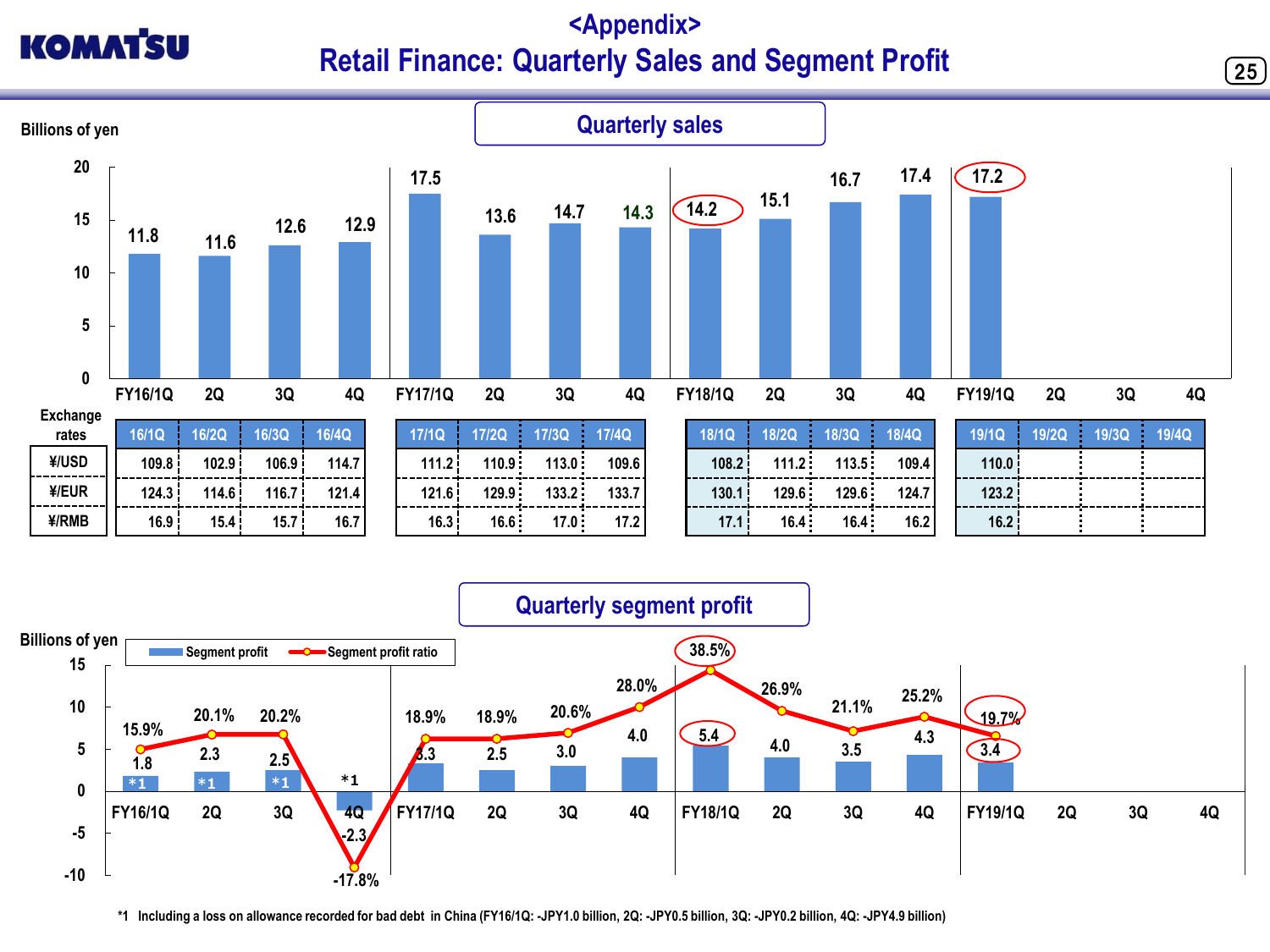# <Appendix>
# Retail Finance: Quarterly Sales and Segment Profit

## Quarterly sales

Billions of yen

| | FY16/1Q | 2Q | 3Q | 4Q | FY17/1Q | 2Q | 3Q | 4Q | FY18/1Q | 2Q | 3Q | 4Q | FY19/1Q | 2Q | 3Q | 4Q |
|---|---|---|---|---|---|---|---|---|---|---|---|---|---|---|---|---|
| Sales | 11.8 | 11.6 | 12.6 | 12.9 | 17.5 | 13.6 | 14.7 | 14.3 | 14.2 | 15.1 | 16.7 | 17.4 | 17.2 | | | |

Exchange rates

| | 16/1Q | 16/2Q | 16/3Q | 16/4Q | 17/1Q | 17/2Q | 17/3Q | 17/4Q | 18/1Q | 18/2Q | 18/3Q | 18/4Q | 19/1Q | 19/2Q | 19/3Q | 19/4Q |
|---|---|---|---|---|---|---|---|---|---|---|---|---|---|---|---|---|
| ¥/USD | 109.8 | 102.9 | 106.9 | 114.7 | 111.2 | 110.9 | 113.0 | 109.6 | 108.2 | 111.2 | 113.5 | 109.4 | 110.0 | | | |
| ¥/EUR | 124.3 | 114.6 | 116.7 | 121.4 | 121.6 | 129.9 | 133.2 | 133.7 | 130.1 | 129.6 | 129.6 | 124.7 | 123.2 | | | |
| ¥/RMB | 16.9 | 15.4 | 15.7 | 16.7 | 16.3 | 16.6 | 17.0 | 17.2 | 17.1 | 16.4 | 16.4 | 16.2 | 16.2 | | | |

## Quarterly segment profit

Billions of yen

| | FY16/1Q | 2Q | 3Q | 4Q | FY17/1Q | 2Q | 3Q | 4Q | FY18/1Q | 2Q | 3Q | 4Q | FY19/1Q | 2Q | 3Q | 4Q |
|---|---|---|---|---|---|---|---|---|---|---|---|---|---|---|---|---|
| Segment profit | 1.8 *1 | 2.3 *1 | 2.5 *1 | -2.3 *1 | 3.3 | 2.5 | 3.0 | 4.0 | 5.4 | 4.0 | 3.5 | 4.3 | 3.4 | | | |
| Segment profit ratio | 15.9% | 20.1% | 20.2% | -17.8% | 18.9% | 18.9% | 20.6% | 28.0% | 38.5% | 26.9% | 21.1% | 25.2% | 19.7% | | | |

*1 Including a loss on allowance recorded for bad debt in China (FY16/1Q: -JPY1.0 billion, 2Q: -JPY0.5 billion, 3Q: -JPY0.2 billion, 4Q: -JPY4.9 billion)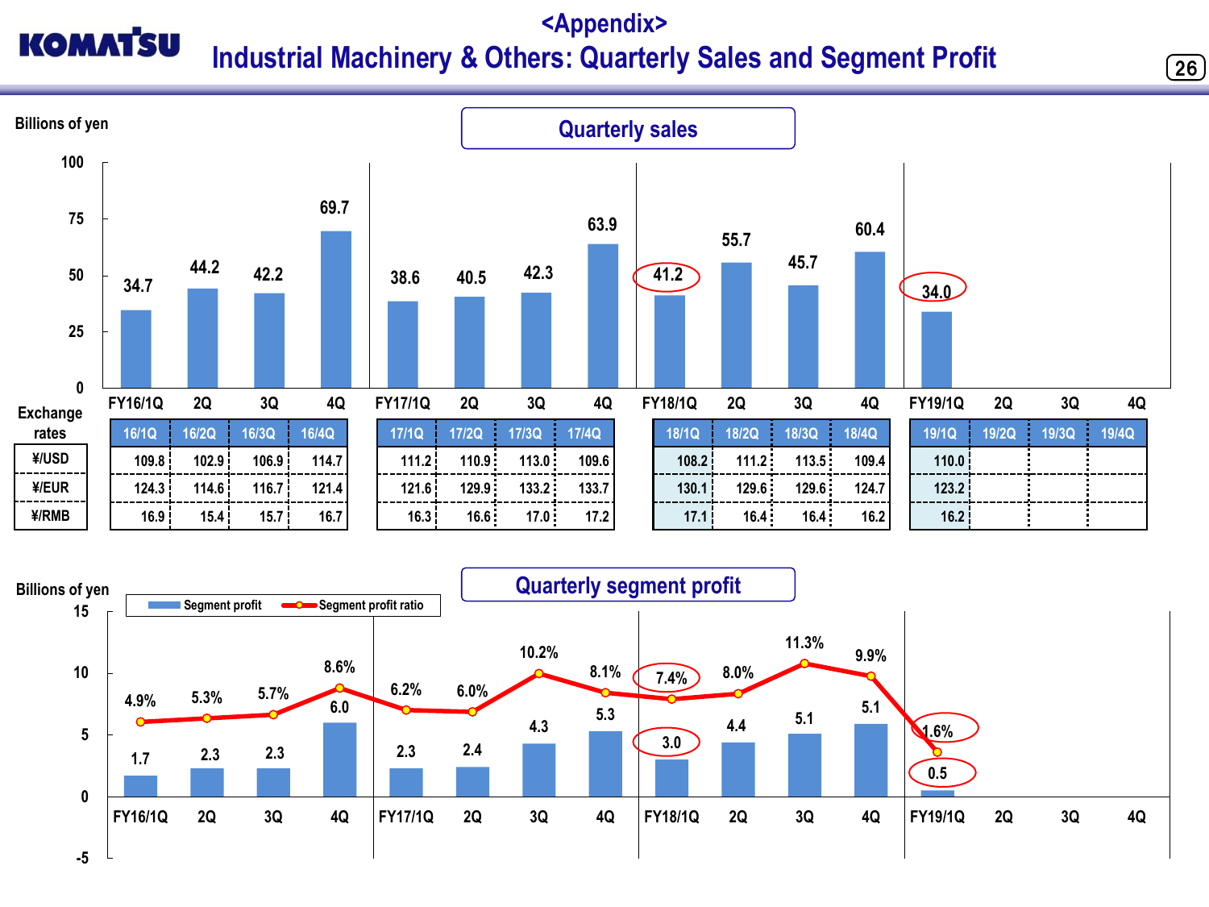# <Appendix>
# Industrial Machinery & Others: Quarterly Sales and Segment Profit

## Quarterly sales

Billions of yen

| | FY16/1Q | 2Q | 3Q | 4Q | FY17/1Q | 2Q | 3Q | 4Q | FY18/1Q | 2Q | 3Q | 4Q | FY19/1Q | 2Q | 3Q | 4Q |
|---|---|---|---|---|---|---|---|---|---|---|---|---|---|---|---|---|
| Sales | 34.7 | 44.2 | 42.2 | 69.7 | 38.6 | 40.5 | 42.3 | 63.9 | 41.2 | 55.7 | 45.7 | 60.4 | 34.0 | | | |

Exchange rates

| | 16/1Q | 16/2Q | 16/3Q | 16/4Q | 17/1Q | 17/2Q | 17/3Q | 17/4Q | 18/1Q | 18/2Q | 18/3Q | 18/4Q | 19/1Q | 19/2Q | 19/3Q | 19/4Q |
|---|---|---|---|---|---|---|---|---|---|---|---|---|---|---|---|---|
| ¥/USD | 109.8 | 102.9 | 106.9 | 114.7 | 111.2 | 110.9 | 113.0 | 109.6 | 108.2 | 111.2 | 113.5 | 109.4 | 110.0 | | | |
| ¥/EUR | 124.3 | 114.6 | 116.7 | 121.4 | 121.6 | 129.9 | 133.2 | 133.7 | 130.1 | 129.6 | 129.6 | 124.7 | 123.2 | | | |
| ¥/RMB | 16.9 | 15.4 | 15.7 | 16.7 | 16.3 | 16.6 | 17.0 | 17.2 | 17.1 | 16.4 | 16.4 | 16.2 | 16.2 | | | |

## Quarterly segment profit

Billions of yen

| | FY16/1Q | 2Q | 3Q | 4Q | FY17/1Q | 2Q | 3Q | 4Q | FY18/1Q | 2Q | 3Q | 4Q | FY19/1Q | 2Q | 3Q | 4Q |
|---|---|---|---|---|---|---|---|---|---|---|---|---|---|---|---|---|
| Segment profit | 1.7 | 2.3 | 2.3 | 6.0 | 2.3 | 2.4 | 4.3 | 5.3 | 3.0 | 4.4 | 5.1 | 5.1 | 0.5 | | | |
| Segment profit ratio | 4.9% | 5.3% | 5.7% | 8.6% | 6.2% | 6.0% | 10.2% | 8.1% | 7.4% | 8.0% | 11.3% | 9.9% | 1.6% | | | |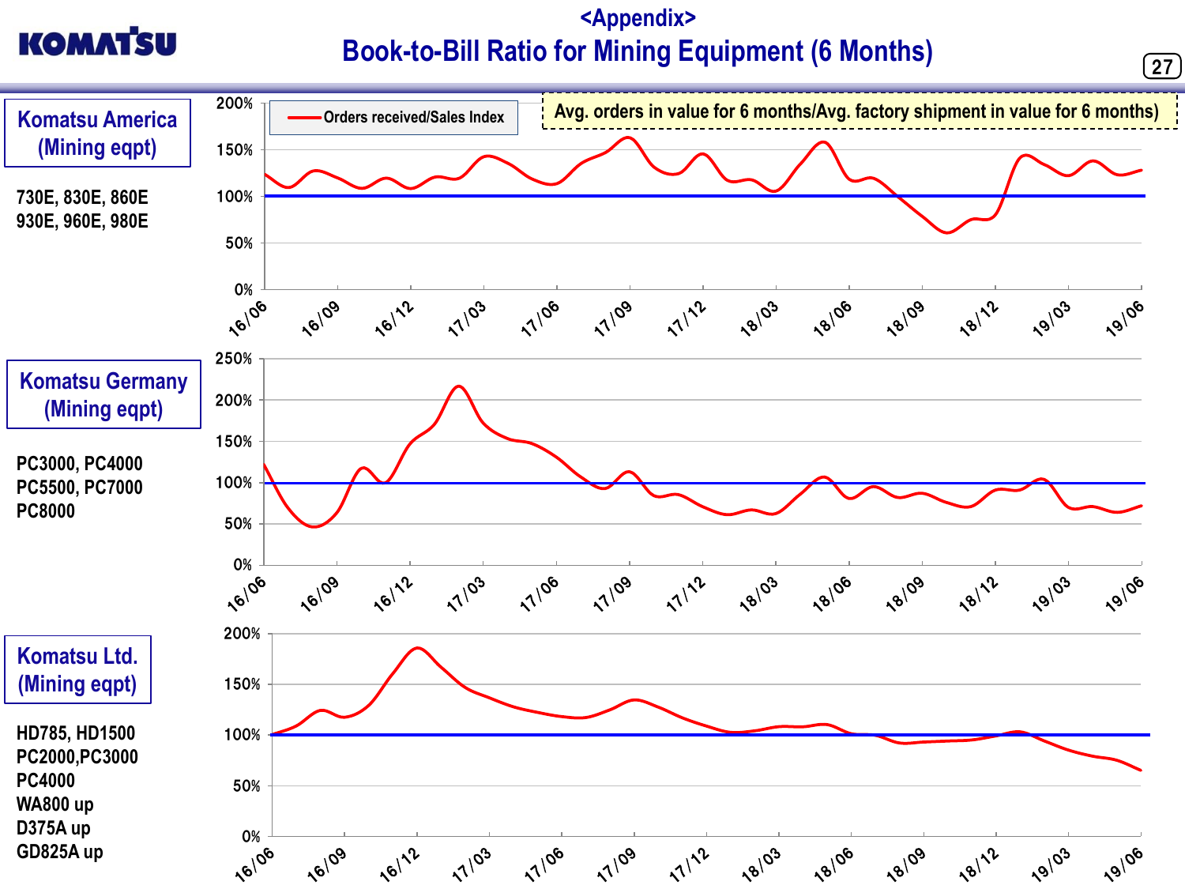# <Appendix>

# Book-to-Bill Ratio for Mining Equipment (6 Months)

Orders received/Sales Index

Avg. orders in value for 6 months/Avg. factory shipment in value for 6 months)

## Komatsu America (Mining eqpt)

730E, 830E, 860E
930E, 960E, 980E

## Komatsu Germany (Mining eqpt)

PC3000, PC4000
PC5500, PC7000
PC8000

## Komatsu Ltd. (Mining eqpt)

HD785, HD1500
PC2000,PC3000
PC4000
WA800 up
D375A up
GD825A up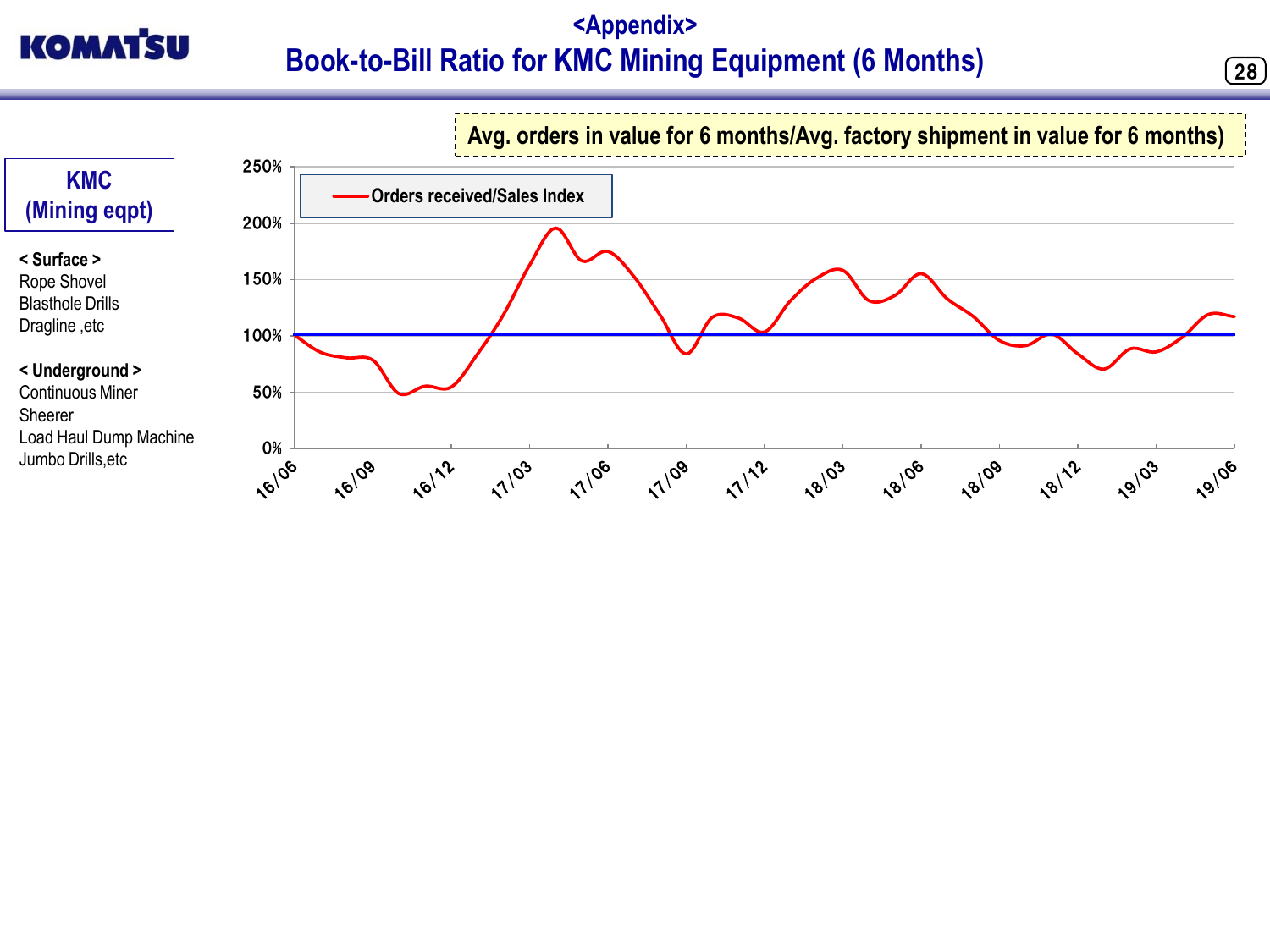# <Appendix>
# Book-to-Bill Ratio for KMC Mining Equipment (6 Months)

**KMC (Mining eqpt)**

**< Surface >**
Rope Shovel
Blasthole Drills
Dragline ,etc

**< Underground >**
Continuous Miner
Sheerer
Load Haul Dump Machine
Jumbo Drills,etc

**Avg. orders in value for 6 months/Avg. factory shipment in value for 6 months)**

Orders received/Sales Index

250%
200%
150%
100%
50%
0%

16/06 16/09 16/12 17/03 17/06 17/09 17/12 18/03 18/06 18/09 18/12 19/03 19/06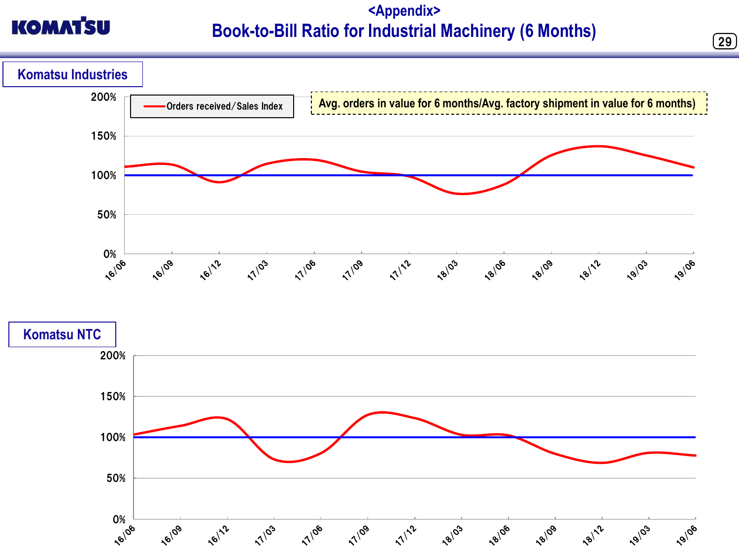## <Appendix>

# Book-to-Bill Ratio for Industrial Machinery (6 Months)

### Komatsu Industries

Orders received/Sales Index

Avg. orders in value for 6 months/Avg. factory shipment in value for 6 months)

200%
150%
100%
50%
0%

16/06 16/09 16/12 17/03 17/06 17/09 17/12 18/03 18/06 18/09 18/12 19/03 19/06

### Komatsu NTC

200%
150%
100%
50%
0%

16/06 16/09 16/12 17/03 17/06 17/09 17/12 18/03 18/06 18/09 18/12 19/03 19/06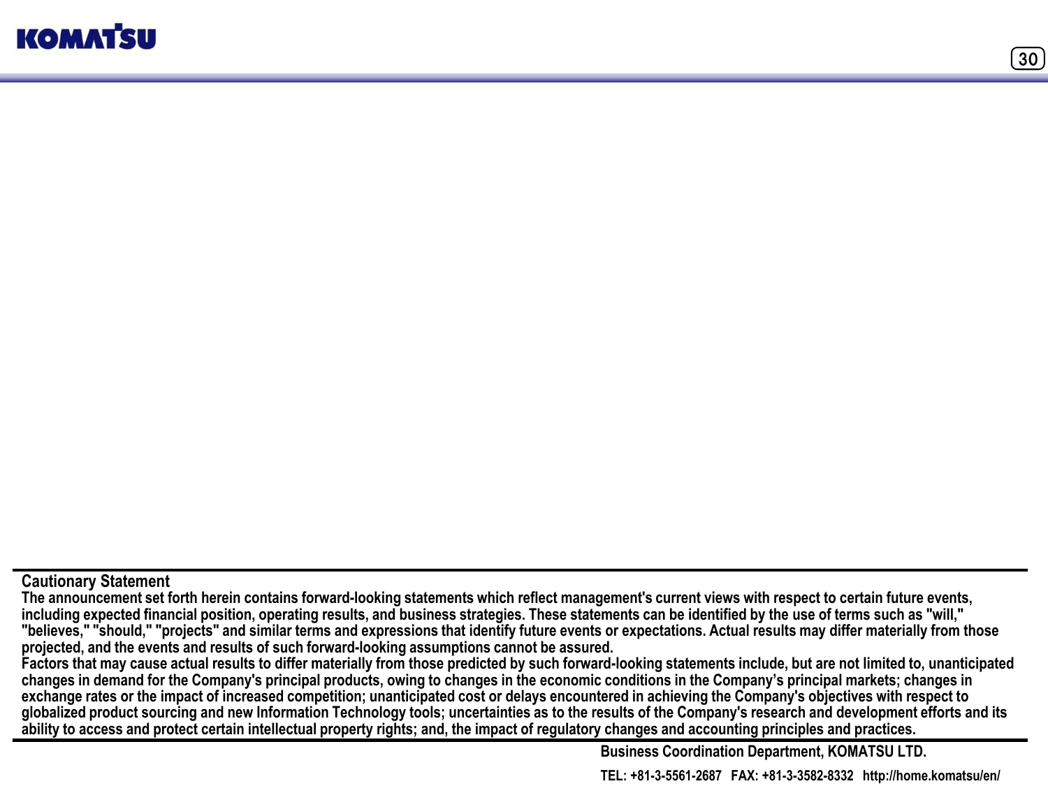## Cautionary Statement

The announcement set forth herein contains forward-looking statements which reflect management's current views with respect to certain future events, including expected financial position, operating results, and business strategies. These statements can be identified by the use of terms such as "will," "believes," "should," "projects" and similar terms and expressions that identify future events or expectations. Actual results may differ materially from those projected, and the events and results of such forward-looking assumptions cannot be assured.

Factors that may cause actual results to differ materially from those predicted by such forward-looking statements include, but are not limited to, unanticipated changes in demand for the Company's principal products, owing to changes in the economic conditions in the Company's principal markets; changes in exchange rates or the impact of increased competition; unanticipated cost or delays encountered in achieving the Company's objectives with respect to globalized product sourcing and new Information Technology tools; uncertainties as to the results of the Company's research and development efforts and its ability to access and protect certain intellectual property rights; and, the impact of regulatory changes and accounting principles and practices.

Business Coordination Department, KOMATSU LTD.

TEL: +81-3-5561-2687 FAX: +81-3-3582-8332 http://home.komatsu/en/